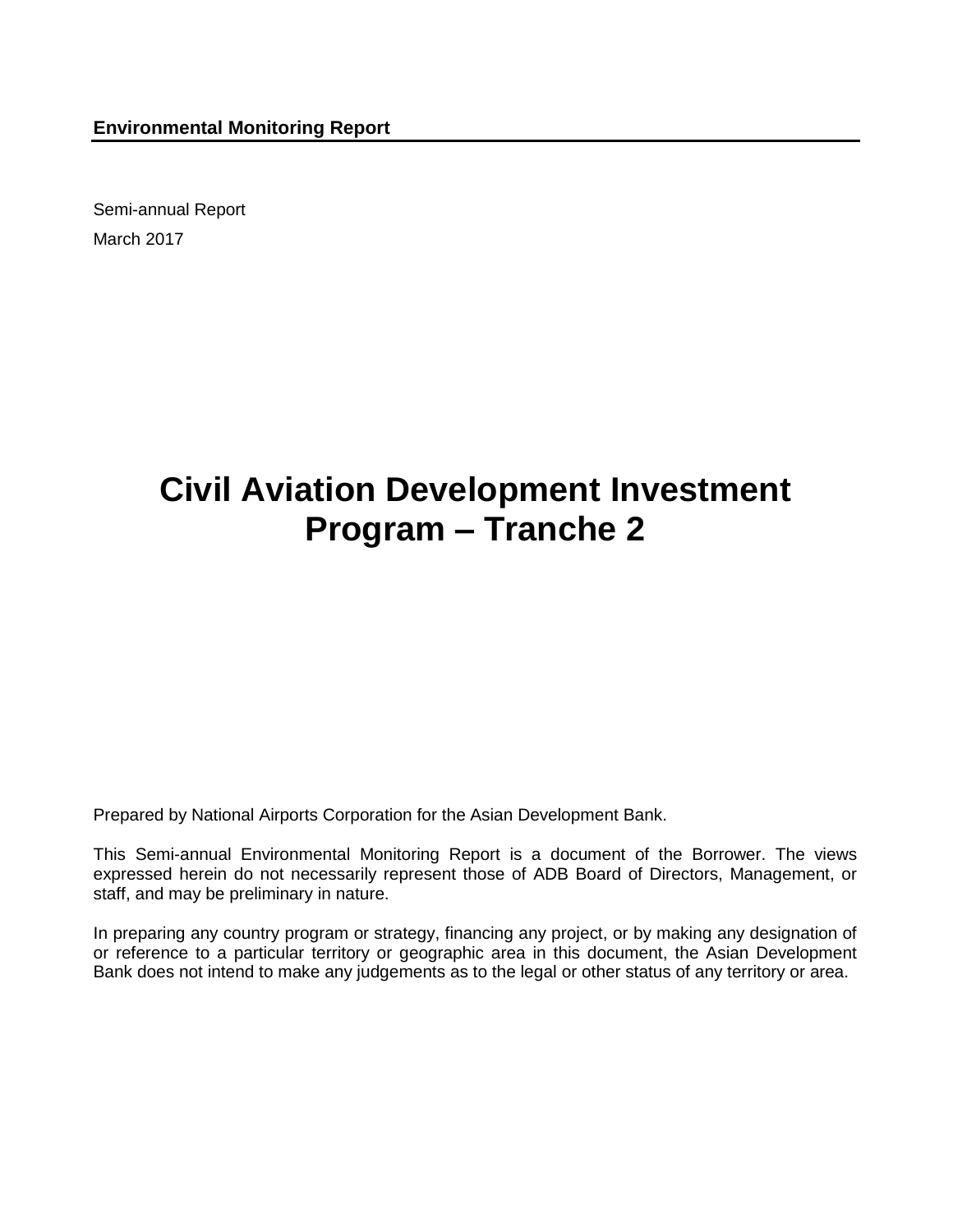**Environmental Monitoring Report**

Semi-annual Report

March 2017

# Civil Aviation Development Investment Program – Tranche 2

Prepared by National Airports Corporation for the Asian Development Bank.

This Semi-annual Environmental Monitoring Report is a document of the Borrower. The views expressed herein do not necessarily represent those of ADB Board of Directors, Management, or staff, and may be preliminary in nature.

In preparing any country program or strategy, financing any project, or by making any designation of or reference to a particular territory or geographic area in this document, the Asian Development Bank does not intend to make any judgements as to the legal or other status of any territory or area.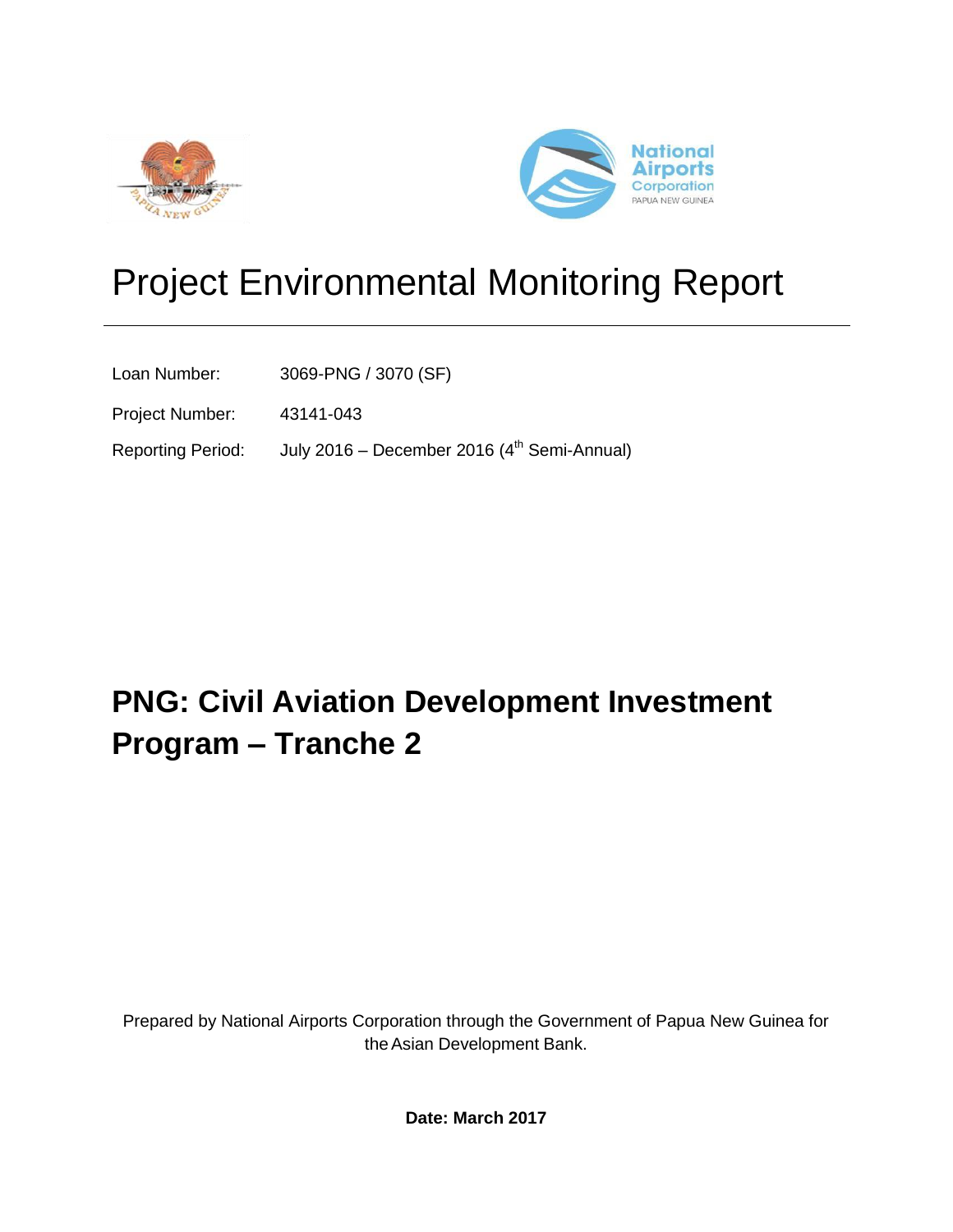# Project Environmental Monitoring Report

Loan Number: 3069-PNG / 3070 (SF)

Project Number: 43141-043

Reporting Period: July 2016 – December 2016 (4th Semi-Annual)

## PNG: Civil Aviation Development Investment Program – Tranche 2

Prepared by National Airports Corporation through the Government of Papua New Guinea for the Asian Development Bank.

**Date: March 2017**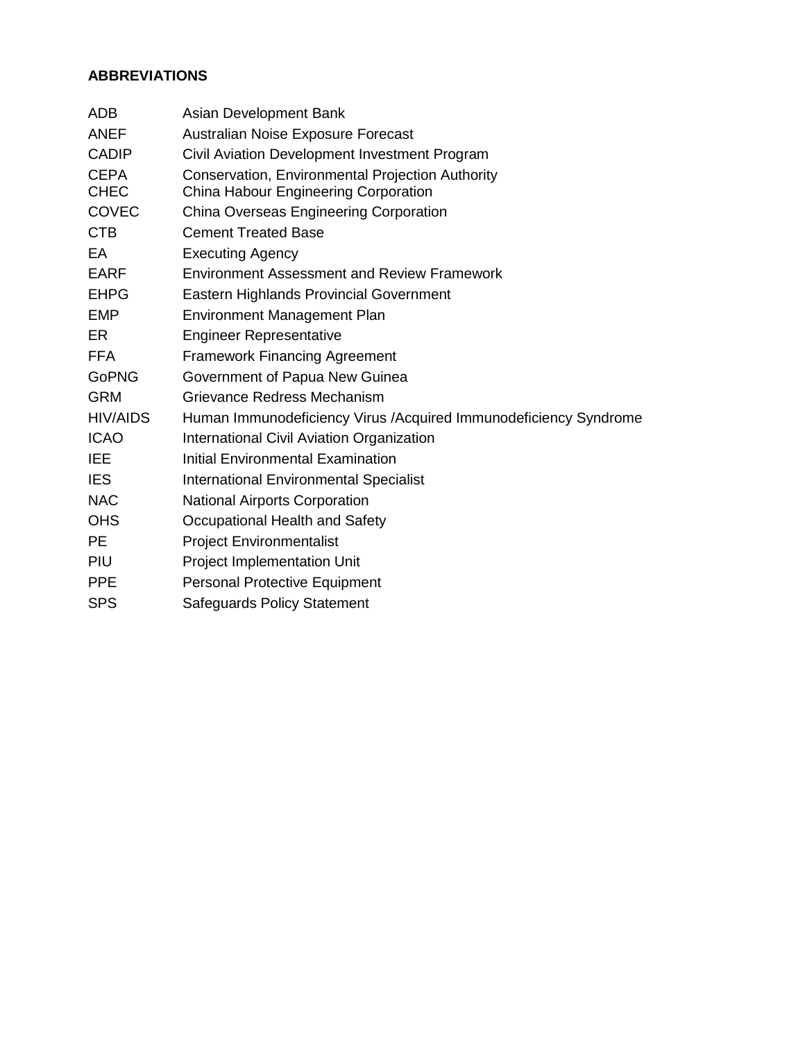**ABBREVIATIONS**

| | |
|---|---|
| ADB | Asian Development Bank |
| ANEF | Australian Noise Exposure Forecast |
| CADIP | Civil Aviation Development Investment Program |
| CEPA | Conservation, Environmental Projection Authority |
| CHEC | China Habour Engineering Corporation |
| COVEC | China Overseas Engineering Corporation |
| CTB | Cement Treated Base |
| EA | Executing Agency |
| EARF | Environment Assessment and Review Framework |
| EHPG | Eastern Highlands Provincial Government |
| EMP | Environment Management Plan |
| ER | Engineer Representative |
| FFA | Framework Financing Agreement |
| GoPNG | Government of Papua New Guinea |
| GRM | Grievance Redress Mechanism |
| HIV/AIDS | Human Immunodeficiency Virus /Acquired Immunodeficiency Syndrome |
| ICAO | International Civil Aviation Organization |
| IEE | Initial Environmental Examination |
| IES | International Environmental Specialist |
| NAC | National Airports Corporation |
| OHS | Occupational Health and Safety |
| PE | Project Environmentalist |
| PIU | Project Implementation Unit |
| PPE | Personal Protective Equipment |
| SPS | Safeguards Policy Statement |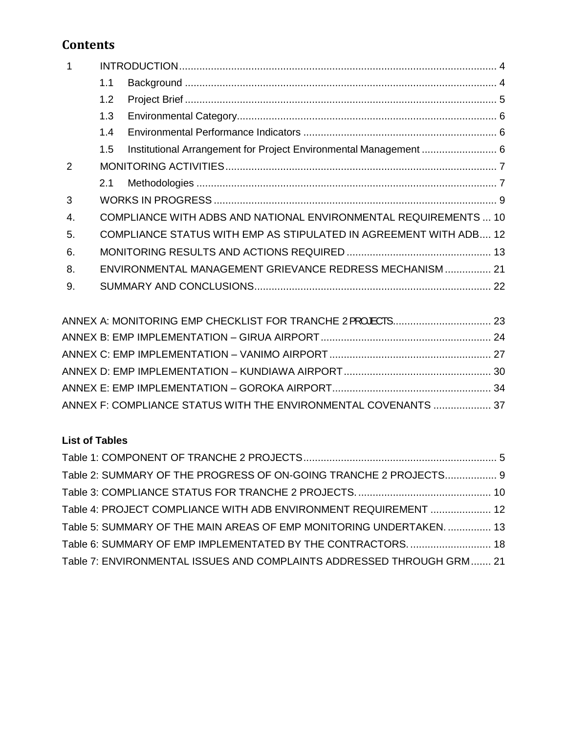## Contents

1 INTRODUCTION .......... 4
  1.1 Background .......... 4
  1.2 Project Brief .......... 5
  1.3 Environmental Category .......... 6
  1.4 Environmental Performance Indicators .......... 6
  1.5 Institutional Arrangement for Project Environmental Management .......... 6
2 MONITORING ACTIVITIES .......... 7
  2.1 Methodologies .......... 7
3 WORKS IN PROGRESS .......... 9
4. COMPLIANCE WITH ADBS AND NATIONAL ENVIRONMENTAL REQUIREMENTS ... 10
5. COMPLIANCE STATUS WITH EMP AS STIPULATED IN AGREEMENT WITH ADB .... 12
6. MONITORING RESULTS AND ACTIONS REQUIRED .......... 13
8. ENVIRONMENTAL MANAGEMENT GRIEVANCE REDRESS MECHANISM .......... 21
9. SUMMARY AND CONCLUSIONS .......... 22

ANNEX A: MONITORING EMP CHECKLIST FOR TRANCHE 2 PROJECTS .......... 23
ANNEX B: EMP IMPLEMENTATION – GIRUA AIRPORT .......... 24
ANNEX C: EMP IMPLEMENTATION – VANIMO AIRPORT .......... 27
ANNEX D: EMP IMPLEMENTATION – KUNDIAWA AIRPORT .......... 30
ANNEX E: EMP IMPLEMENTATION – GOROKA AIRPORT .......... 34
ANNEX F: COMPLIANCE STATUS WITH THE ENVIRONMENTAL COVENANTS .......... 37

**List of Tables**

Table 1: COMPONENT OF TRANCHE 2 PROJECTS .......... 5
Table 2: SUMMARY OF THE PROGRESS OF ON-GOING TRANCHE 2 PROJECTS .......... 9
Table 3: COMPLIANCE STATUS FOR TRANCHE 2 PROJECTS. .......... 10
Table 4: PROJECT COMPLIANCE WITH ADB ENVIRONMENT REQUIREMENT .......... 12
Table 5: SUMMARY OF THE MAIN AREAS OF EMP MONITORING UNDERTAKEN. .......... 13
Table 6: SUMMARY OF EMP IMPLEMENTATED BY THE CONTRACTORS. .......... 18
Table 7: ENVIRONMENTAL ISSUES AND COMPLAINTS ADDRESSED THROUGH GRM .......... 21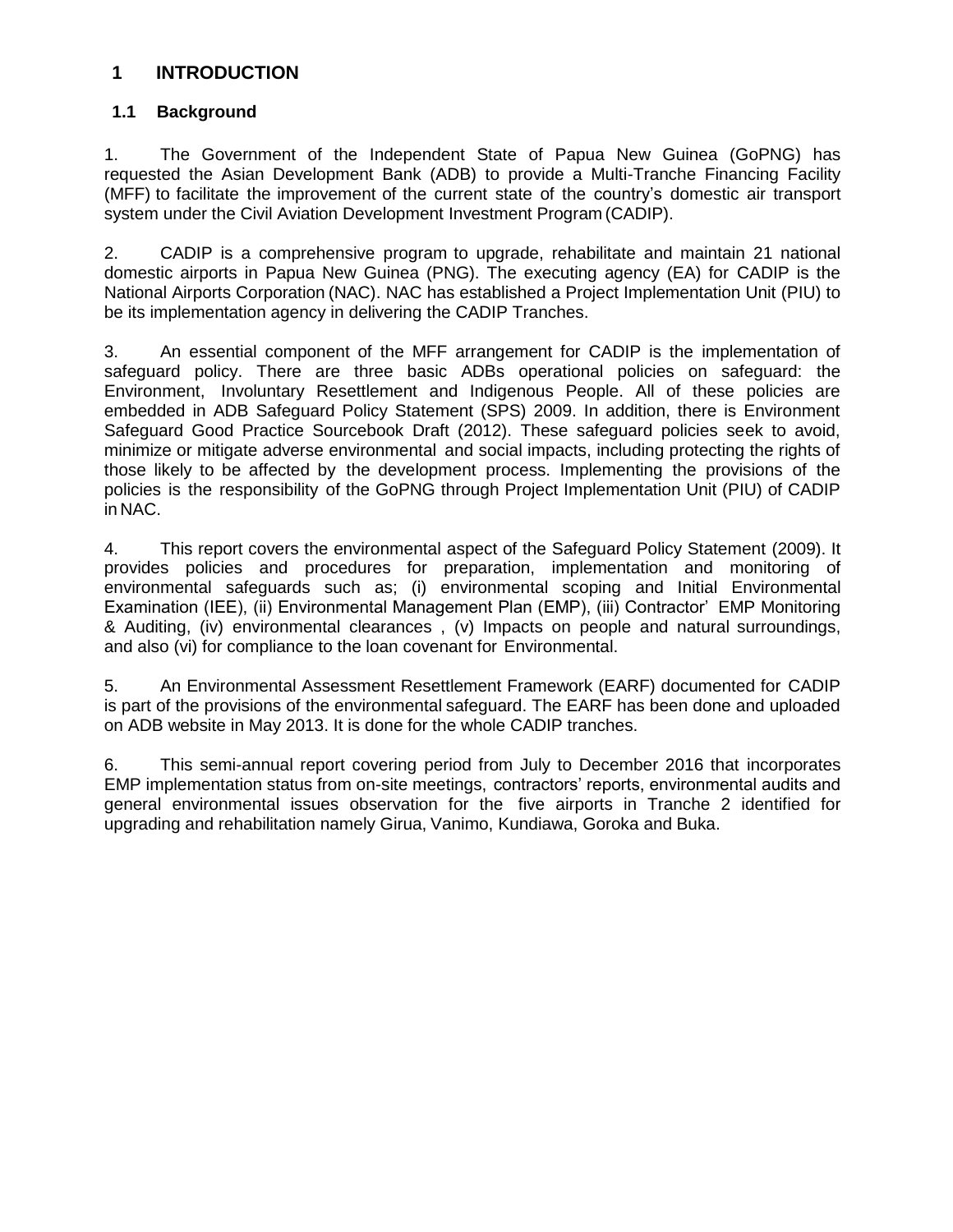# 1 INTRODUCTION

## 1.1 Background

1. The Government of the Independent State of Papua New Guinea (GoPNG) has requested the Asian Development Bank (ADB) to provide a Multi-Tranche Financing Facility (MFF) to facilitate the improvement of the current state of the country's domestic air transport system under the Civil Aviation Development Investment Program (CADIP).

2. CADIP is a comprehensive program to upgrade, rehabilitate and maintain 21 national domestic airports in Papua New Guinea (PNG). The executing agency (EA) for CADIP is the National Airports Corporation (NAC). NAC has established a Project Implementation Unit (PIU) to be its implementation agency in delivering the CADIP Tranches.

3. An essential component of the MFF arrangement for CADIP is the implementation of safeguard policy. There are three basic ADBs operational policies on safeguard: the Environment, Involuntary Resettlement and Indigenous People. All of these policies are embedded in ADB Safeguard Policy Statement (SPS) 2009. In addition, there is Environment Safeguard Good Practice Sourcebook Draft (2012). These safeguard policies seek to avoid, minimize or mitigate adverse environmental and social impacts, including protecting the rights of those likely to be affected by the development process. Implementing the provisions of the policies is the responsibility of the GoPNG through Project Implementation Unit (PIU) of CADIP in NAC.

4. This report covers the environmental aspect of the Safeguard Policy Statement (2009). It provides policies and procedures for preparation, implementation and monitoring of environmental safeguards such as; (i) environmental scoping and Initial Environmental Examination (IEE), (ii) Environmental Management Plan (EMP), (iii) Contractor' EMP Monitoring & Auditing, (iv) environmental clearances , (v) Impacts on people and natural surroundings, and also (vi) for compliance to the loan covenant for Environmental.

5. An Environmental Assessment Resettlement Framework (EARF) documented for CADIP is part of the provisions of the environmental safeguard. The EARF has been done and uploaded on ADB website in May 2013. It is done for the whole CADIP tranches.

6. This semi-annual report covering period from July to December 2016 that incorporates EMP implementation status from on-site meetings, contractors' reports, environmental audits and general environmental issues observation for the five airports in Tranche 2 identified for upgrading and rehabilitation namely Girua, Vanimo, Kundiawa, Goroka and Buka.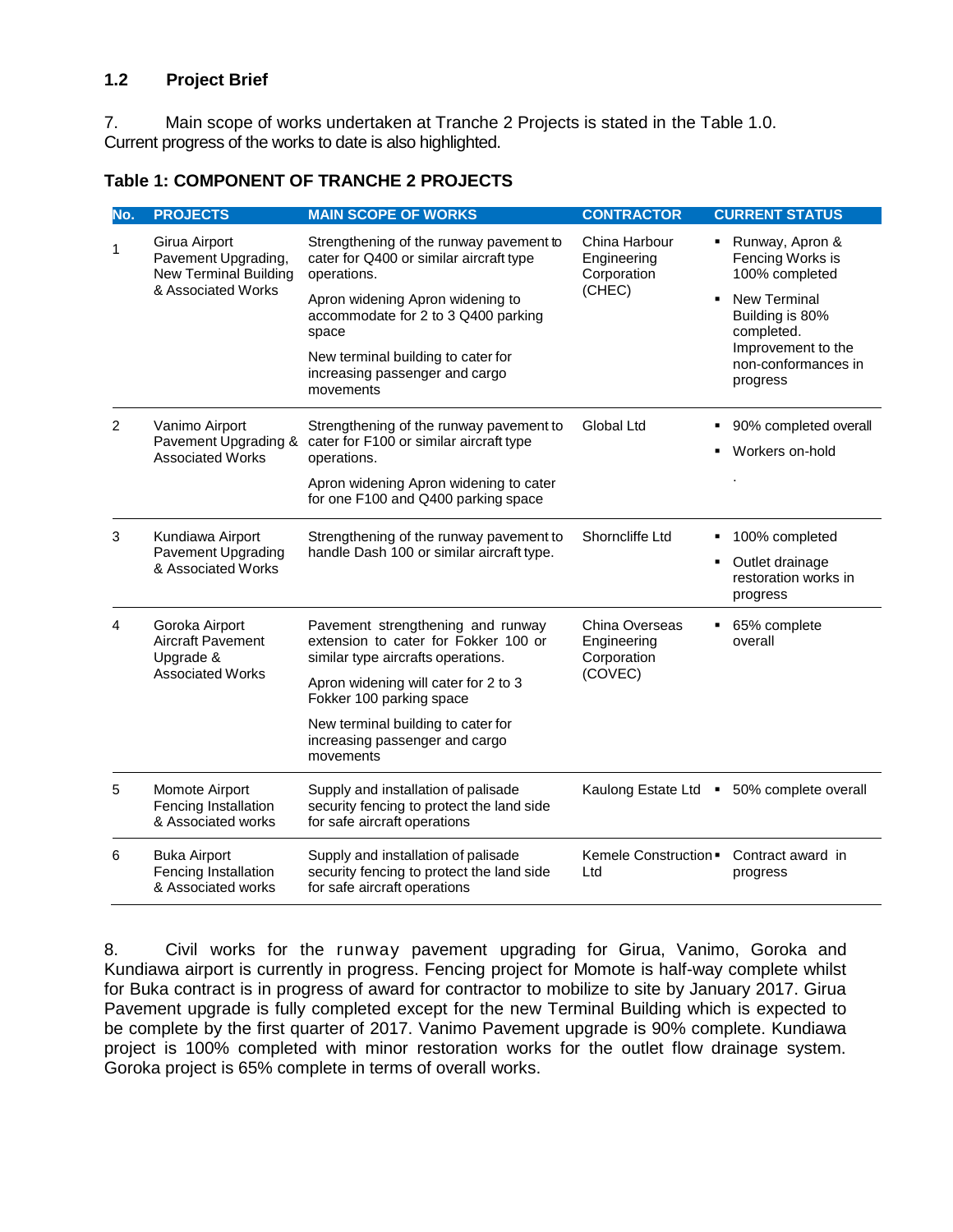## 1.2 Project Brief

7. Main scope of works undertaken at Tranche 2 Projects is stated in the Table 1.0. Current progress of the works to date is also highlighted.

**Table 1: COMPONENT OF TRANCHE 2 PROJECTS**

| No. | PROJECTS | MAIN SCOPE OF WORKS | CONTRACTOR | CURRENT STATUS |
|---|---|---|---|---|
| 1 | Girua Airport Pavement Upgrading, New Terminal Building & Associated Works | Strengthening of the runway pavement to cater for Q400 or similar aircraft type operations.<br><br>Apron widening Apron widening to accommodate for 2 to 3 Q400 parking space<br><br>New terminal building to cater for increasing passenger and cargo movements | China Harbour Engineering Corporation (CHEC) | ▪ Runway, Apron & Fencing Works is 100% completed<br>▪ New Terminal Building is 80% completed. Improvement to the non-conformances in progress |
| 2 | Vanimo Airport Pavement Upgrading & Associated Works | Strengthening of the runway pavement to cater for F100 or similar aircraft type operations.<br><br>Apron widening Apron widening to cater for one F100 and Q400 parking space | Global Ltd | ▪ 90% completed overall<br>▪ Workers on-hold<br>. |
| 3 | Kundiawa Airport Pavement Upgrading & Associated Works | Strengthening of the runway pavement to handle Dash 100 or similar aircraft type. | Shorncliffe Ltd | ▪ 100% completed<br>▪ Outlet drainage restoration works in progress |
| 4 | Goroka Airport Aircraft Pavement Upgrade & Associated Works | Pavement strengthening and runway extension to cater for Fokker 100 or similar type aircrafts operations.<br><br>Apron widening will cater for 2 to 3 Fokker 100 parking space<br><br>New terminal building to cater for increasing passenger and cargo movements | China Overseas Engineering Corporation (COVEC) | ▪ 65% complete overall |
| 5 | Momote Airport Fencing Installation & Associated works | Supply and installation of palisade security fencing to protect the land side for safe aircraft operations | Kaulong Estate Ltd | ▪ 50% complete overall |
| 6 | Buka Airport Fencing Installation & Associated works | Supply and installation of palisade security fencing to protect the land side for safe aircraft operations | Kemele Construction Ltd | ▪ Contract award in progress |

8. Civil works for the runway pavement upgrading for Girua, Vanimo, Goroka and Kundiawa airport is currently in progress. Fencing project for Momote is half-way complete whilst for Buka contract is in progress of award for contractor to mobilize to site by January 2017. Girua Pavement upgrade is fully completed except for the new Terminal Building which is expected to be complete by the first quarter of 2017. Vanimo Pavement upgrade is 90% complete. Kundiawa project is 100% completed with minor restoration works for the outlet flow drainage system. Goroka project is 65% complete in terms of overall works.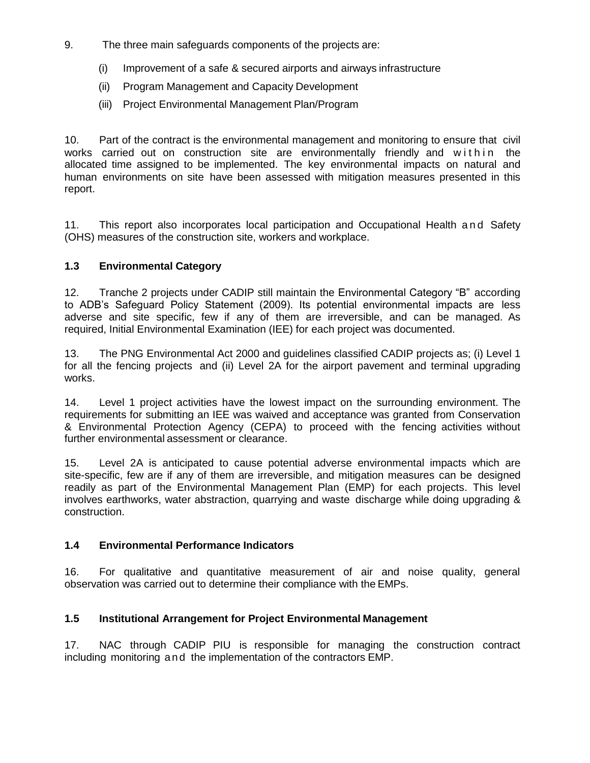9. The three main safeguards components of the projects are:

   (i) Improvement of a safe & secured airports and airways infrastructure

   (ii) Program Management and Capacity Development

   (iii) Project Environmental Management Plan/Program

10. Part of the contract is the environmental management and monitoring to ensure that civil works carried out on construction site are environmentally friendly and within the allocated time assigned to be implemented. The key environmental impacts on natural and human environments on site have been assessed with mitigation measures presented in this report.

11. This report also incorporates local participation and Occupational Health and Safety (OHS) measures of the construction site, workers and workplace.

### 1.3 Environmental Category

12. Tranche 2 projects under CADIP still maintain the Environmental Category "B" according to ADB's Safeguard Policy Statement (2009). Its potential environmental impacts are less adverse and site specific, few if any of them are irreversible, and can be managed. As required, Initial Environmental Examination (IEE) for each project was documented.

13. The PNG Environmental Act 2000 and guidelines classified CADIP projects as; (i) Level 1 for all the fencing projects and (ii) Level 2A for the airport pavement and terminal upgrading works.

14. Level 1 project activities have the lowest impact on the surrounding environment. The requirements for submitting an IEE was waived and acceptance was granted from Conservation & Environmental Protection Agency (CEPA) to proceed with the fencing activities without further environmental assessment or clearance.

15. Level 2A is anticipated to cause potential adverse environmental impacts which are site-specific, few are if any of them are irreversible, and mitigation measures can be designed readily as part of the Environmental Management Plan (EMP) for each projects. This level involves earthworks, water abstraction, quarrying and waste discharge while doing upgrading & construction.

### 1.4 Environmental Performance Indicators

16. For qualitative and quantitative measurement of air and noise quality, general observation was carried out to determine their compliance with the EMPs.

### 1.5 Institutional Arrangement for Project Environmental Management

17. NAC through CADIP PIU is responsible for managing the construction contract including monitoring and the implementation of the contractors EMP.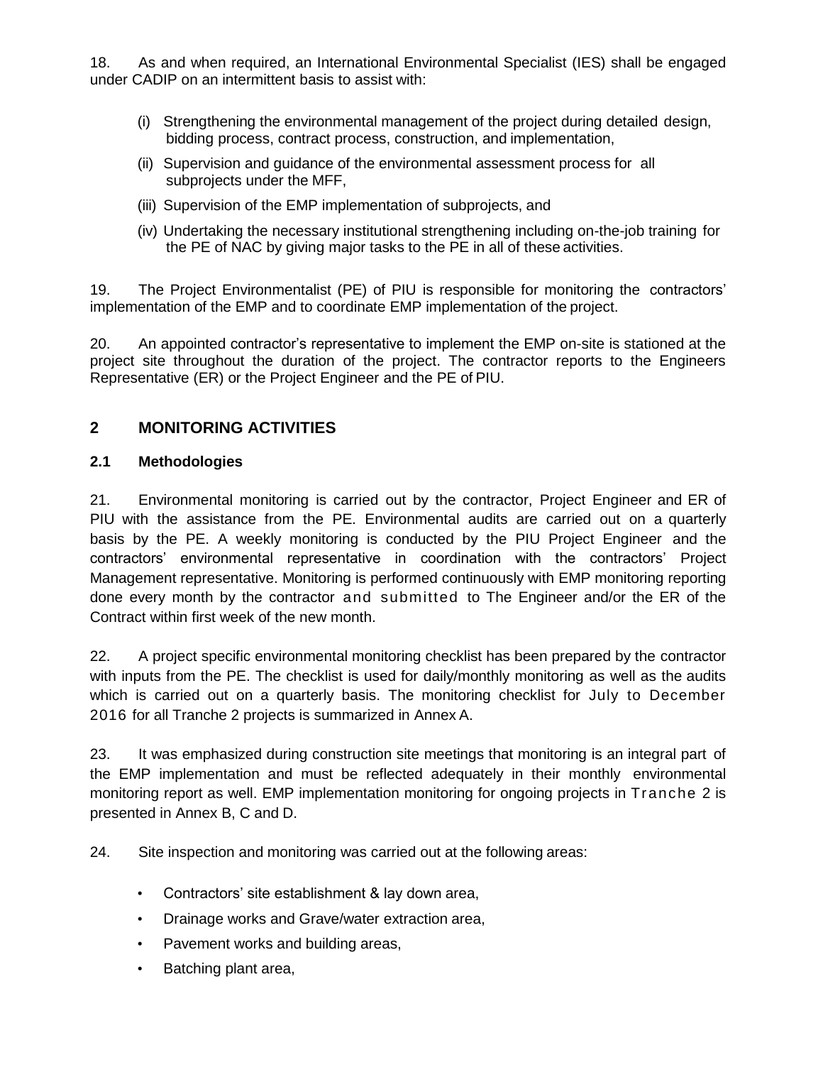18. As and when required, an International Environmental Specialist (IES) shall be engaged under CADIP on an intermittent basis to assist with:

(i) Strengthening the environmental management of the project during detailed design, bidding process, contract process, construction, and implementation,

(ii) Supervision and guidance of the environmental assessment process for all subprojects under the MFF,

(iii) Supervision of the EMP implementation of subprojects, and

(iv) Undertaking the necessary institutional strengthening including on-the-job training for the PE of NAC by giving major tasks to the PE in all of these activities.

19. The Project Environmentalist (PE) of PIU is responsible for monitoring the contractors' implementation of the EMP and to coordinate EMP implementation of the project.

20. An appointed contractor's representative to implement the EMP on-site is stationed at the project site throughout the duration of the project. The contractor reports to the Engineers Representative (ER) or the Project Engineer and the PE of PIU.

## 2 MONITORING ACTIVITIES

### 2.1 Methodologies

21. Environmental monitoring is carried out by the contractor, Project Engineer and ER of PIU with the assistance from the PE. Environmental audits are carried out on a quarterly basis by the PE. A weekly monitoring is conducted by the PIU Project Engineer and the contractors' environmental representative in coordination with the contractors' Project Management representative. Monitoring is performed continuously with EMP monitoring reporting done every month by the contractor and submitted to The Engineer and/or the ER of the Contract within first week of the new month.

22. A project specific environmental monitoring checklist has been prepared by the contractor with inputs from the PE. The checklist is used for daily/monthly monitoring as well as the audits which is carried out on a quarterly basis. The monitoring checklist for July to December 2016 for all Tranche 2 projects is summarized in Annex A.

23. It was emphasized during construction site meetings that monitoring is an integral part of the EMP implementation and must be reflected adequately in their monthly environmental monitoring report as well. EMP implementation monitoring for ongoing projects in Tranche 2 is presented in Annex B, C and D.

24. Site inspection and monitoring was carried out at the following areas:

- Contractors' site establishment & lay down area,
- Drainage works and Grave/water extraction area,
- Pavement works and building areas,
- Batching plant area,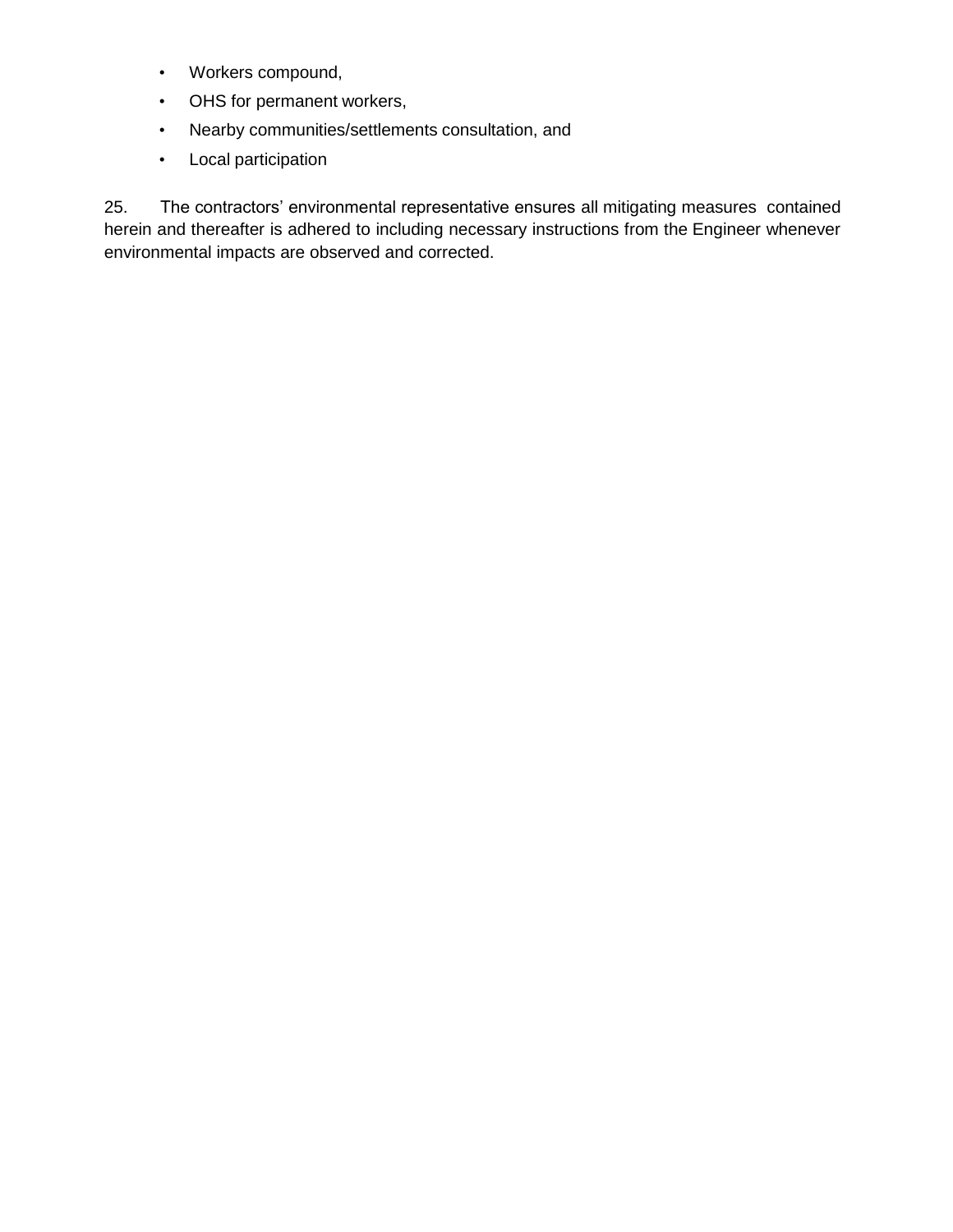- Workers compound,
- OHS for permanent workers,
- Nearby communities/settlements consultation, and
- Local participation

25. The contractors' environmental representative ensures all mitigating measures contained herein and thereafter is adhered to including necessary instructions from the Engineer whenever environmental impacts are observed and corrected.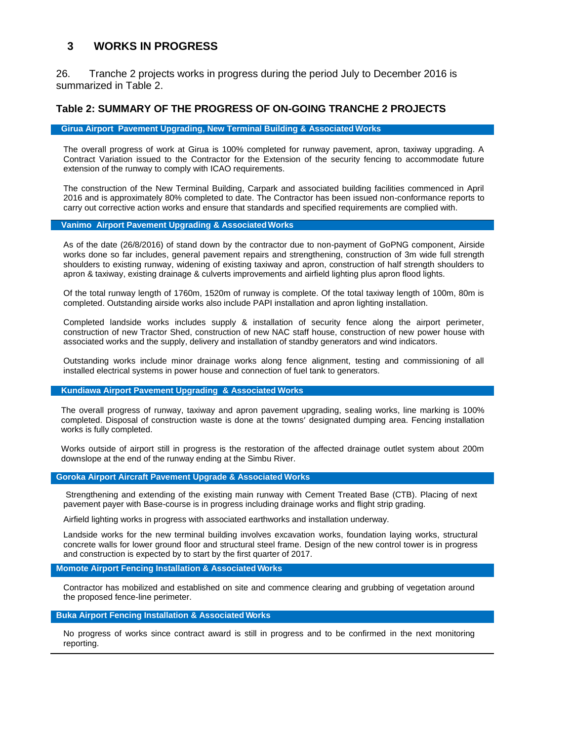## 3 WORKS IN PROGRESS

26. Tranche 2 projects works in progress during the period July to December 2016 is summarized in Table 2.

### Table 2: SUMMARY OF THE PROGRESS OF ON-GOING TRANCHE 2 PROJECTS

**Girua Airport Pavement Upgrading, New Terminal Building & Associated Works**

The overall progress of work at Girua is 100% completed for runway pavement, apron, taxiway upgrading. A Contract Variation issued to the Contractor for the Extension of the security fencing to accommodate future extension of the runway to comply with ICAO requirements.

The construction of the New Terminal Building, Carpark and associated building facilities commenced in April 2016 and is approximately 80% completed to date. The Contractor has been issued non-conformance reports to carry out corrective action works and ensure that standards and specified requirements are complied with.

**Vanimo Airport Pavement Upgrading & Associated Works**

As of the date (26/8/2016) of stand down by the contractor due to non-payment of GoPNG component, Airside works done so far includes, general pavement repairs and strengthening, construction of 3m wide full strength shoulders to existing runway, widening of existing taxiway and apron, construction of half strength shoulders to apron & taxiway, existing drainage & culverts improvements and airfield lighting plus apron flood lights.

Of the total runway length of 1760m, 1520m of runway is complete. Of the total taxiway length of 100m, 80m is completed. Outstanding airside works also include PAPI installation and apron lighting installation.

Completed landside works includes supply & installation of security fence along the airport perimeter, construction of new Tractor Shed, construction of new NAC staff house, construction of new power house with associated works and the supply, delivery and installation of standby generators and wind indicators.

Outstanding works include minor drainage works along fence alignment, testing and commissioning of all installed electrical systems in power house and connection of fuel tank to generators.

**Kundiawa Airport Pavement Upgrading & Associated Works**

The overall progress of runway, taxiway and apron pavement upgrading, sealing works, line marking is 100% completed. Disposal of construction waste is done at the towns' designated dumping area. Fencing installation works is fully completed.

Works outside of airport still in progress is the restoration of the affected drainage outlet system about 200m downslope at the end of the runway ending at the Simbu River.

**Goroka Airport Aircraft Pavement Upgrade & Associated Works**

Strengthening and extending of the existing main runway with Cement Treated Base (CTB). Placing of next pavement payer with Base-course is in progress including drainage works and flight strip grading.

Airfield lighting works in progress with associated earthworks and installation underway.

Landside works for the new terminal building involves excavation works, foundation laying works, structural concrete walls for lower ground floor and structural steel frame. Design of the new control tower is in progress and construction is expected by to start by the first quarter of 2017.

**Momote Airport Fencing Installation & Associated Works**

Contractor has mobilized and established on site and commence clearing and grubbing of vegetation around the proposed fence-line perimeter.

**Buka Airport Fencing Installation & Associated Works**

No progress of works since contract award is still in progress and to be confirmed in the next monitoring reporting.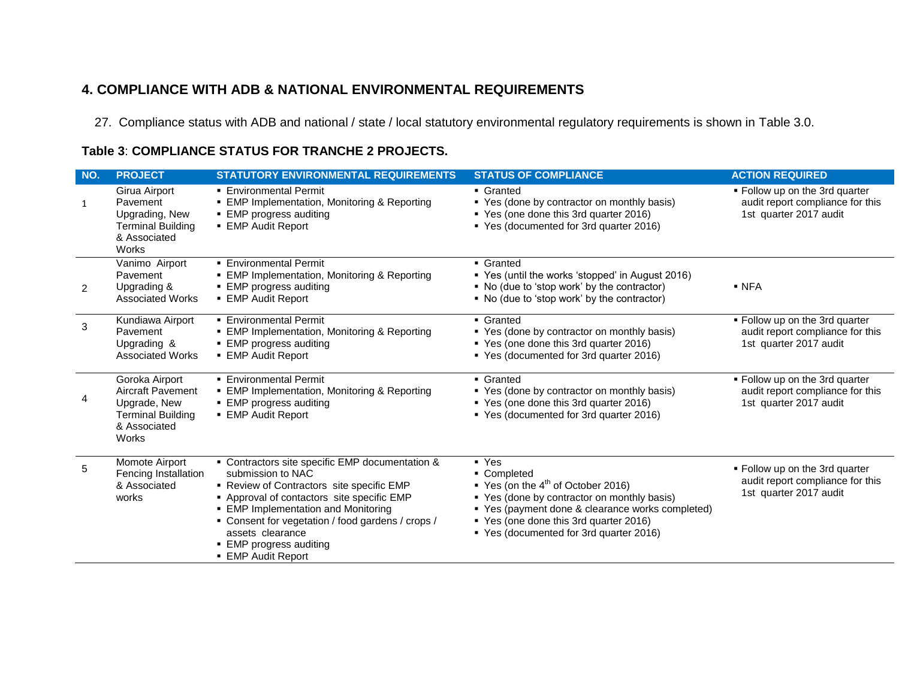## 4. COMPLIANCE WITH ADB & NATIONAL ENVIRONMENTAL REQUIREMENTS

27. Compliance status with ADB and national / state / local statutory environmental regulatory requirements is shown in Table 3.0.

**Table 3**: **COMPLIANCE STATUS FOR TRANCHE 2 PROJECTS.**

| NO. | PROJECT | STATUTORY ENVIRONMENTAL REQUIREMENTS | STATUS OF COMPLIANCE | ACTION REQUIRED |
|---|---|---|---|---|
| 1 | Girua Airport Pavement Upgrading, New Terminal Building & Associated Works | ▪ Environmental Permit<br>▪ EMP Implementation, Monitoring & Reporting<br>▪ EMP progress auditing<br>▪ EMP Audit Report | ▪ Granted<br>▪ Yes (done by contractor on monthly basis)<br>▪ Yes (one done this 3rd quarter 2016)<br>▪ Yes (documented for 3rd quarter 2016) | ▪ Follow up on the 3rd quarter audit report compliance for this 1st quarter 2017 audit |
| 2 | Vanimo Airport Pavement Upgrading & Associated Works | ▪ Environmental Permit<br>▪ EMP Implementation, Monitoring & Reporting<br>▪ EMP progress auditing<br>▪ EMP Audit Report | ▪ Granted<br>▪ Yes (until the works 'stopped' in August 2016)<br>▪ No (due to 'stop work' by the contractor)<br>▪ No (due to 'stop work' by the contractor) | ▪ NFA |
| 3 | Kundiawa Airport Pavement Upgrading & Associated Works | ▪ Environmental Permit<br>▪ EMP Implementation, Monitoring & Reporting<br>▪ EMP progress auditing<br>▪ EMP Audit Report | ▪ Granted<br>▪ Yes (done by contractor on monthly basis)<br>▪ Yes (one done this 3rd quarter 2016)<br>▪ Yes (documented for 3rd quarter 2016) | ▪ Follow up on the 3rd quarter audit report compliance for this 1st quarter 2017 audit |
| 4 | Goroka Airport Aircraft Pavement Upgrade, New Terminal Building & Associated Works | ▪ Environmental Permit<br>▪ EMP Implementation, Monitoring & Reporting<br>▪ EMP progress auditing<br>▪ EMP Audit Report | ▪ Granted<br>▪ Yes (done by contractor on monthly basis)<br>▪ Yes (one done this 3rd quarter 2016)<br>▪ Yes (documented for 3rd quarter 2016) | ▪ Follow up on the 3rd quarter audit report compliance for this 1st quarter 2017 audit |
| 5 | Momote Airport Fencing Installation & Associated works | ▪ Contractors site specific EMP documentation & submission to NAC<br>▪ Review of Contractors site specific EMP<br>▪ Approval of contactors site specific EMP<br>▪ EMP Implementation and Monitoring<br>▪ Consent for vegetation / food gardens / crops / assets clearance<br>▪ EMP progress auditing<br>▪ EMP Audit Report | ▪ Yes<br>▪ Completed<br>▪ Yes (on the 4th of October 2016)<br>▪ Yes (done by contractor on monthly basis)<br>▪ Yes (payment done & clearance works completed)<br>▪ Yes (one done this 3rd quarter 2016)<br>▪ Yes (documented for 3rd quarter 2016) | ▪ Follow up on the 3rd quarter audit report compliance for this 1st quarter 2017 audit |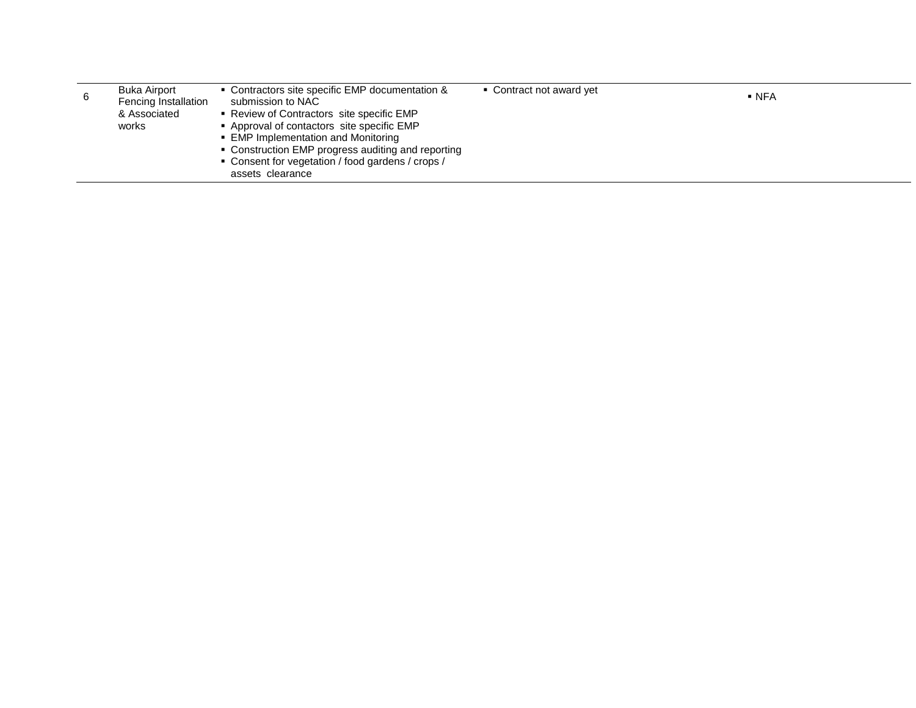| | | | | |
|---|---|---|---|---|
| 6 | Buka Airport Fencing Installation & Associated works | ▪ Contractors site specific EMP documentation & submission to NAC<br>▪ Review of Contractors site specific EMP<br>▪ Approval of contactors site specific EMP<br>▪ EMP Implementation and Monitoring<br>▪ Construction EMP progress auditing and reporting<br>▪ Consent for vegetation / food gardens / crops / assets clearance | ▪ Contract not award yet | ▪ NFA |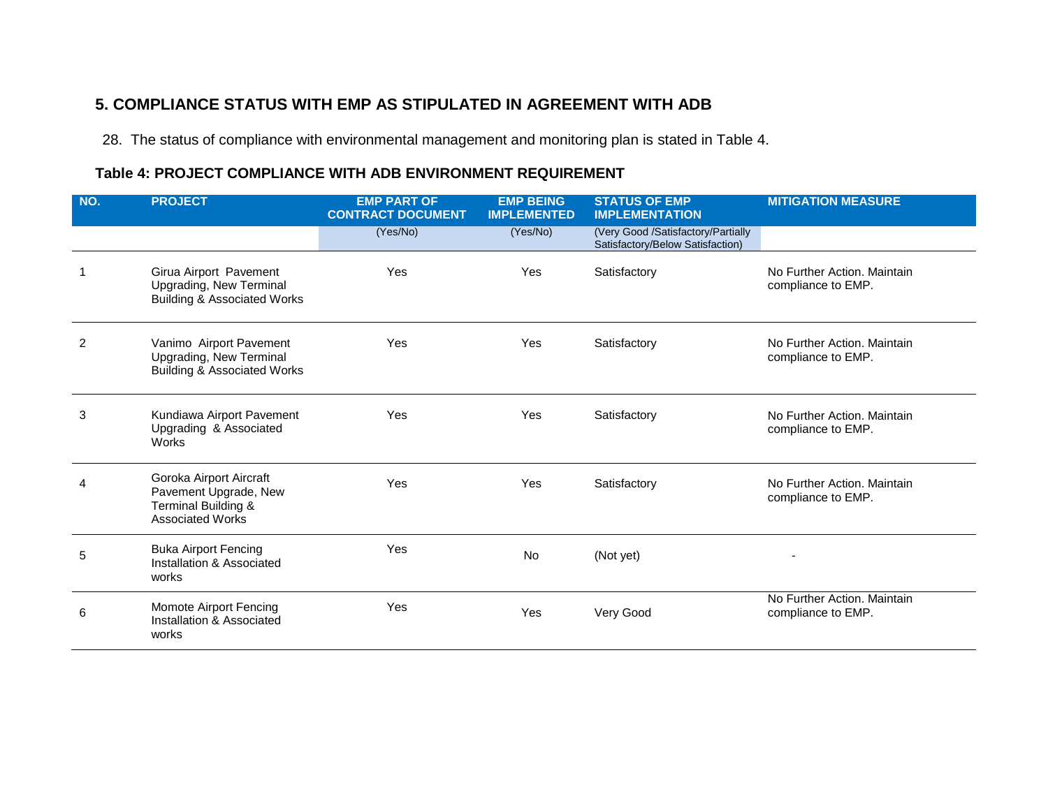## 5. COMPLIANCE STATUS WITH EMP AS STIPULATED IN AGREEMENT WITH ADB

28. The status of compliance with environmental management and monitoring plan is stated in Table 4.

**Table 4: PROJECT COMPLIANCE WITH ADB ENVIRONMENT REQUIREMENT**

| NO. | PROJECT | EMP PART OF CONTRACT DOCUMENT | EMP BEING IMPLEMENTED | STATUS OF EMP IMPLEMENTATION | MITIGATION MEASURE |
|---|---|---|---|---|---|
| | | (Yes/No) | (Yes/No) | (Very Good /Satisfactory/Partially Satisfactory/Below Satisfaction) | |
| 1 | Girua Airport Pavement Upgrading, New Terminal Building & Associated Works | Yes | Yes | Satisfactory | No Further Action. Maintain compliance to EMP. |
| 2 | Vanimo Airport Pavement Upgrading, New Terminal Building & Associated Works | Yes | Yes | Satisfactory | No Further Action. Maintain compliance to EMP. |
| 3 | Kundiawa Airport Pavement Upgrading & Associated Works | Yes | Yes | Satisfactory | No Further Action. Maintain compliance to EMP. |
| 4 | Goroka Airport Aircraft Pavement Upgrade, New Terminal Building & Associated Works | Yes | Yes | Satisfactory | No Further Action. Maintain compliance to EMP. |
| 5 | Buka Airport Fencing Installation & Associated works | Yes | No | (Not yet) | - |
| 6 | Momote Airport Fencing Installation & Associated works | Yes | Yes | Very Good | No Further Action. Maintain compliance to EMP. |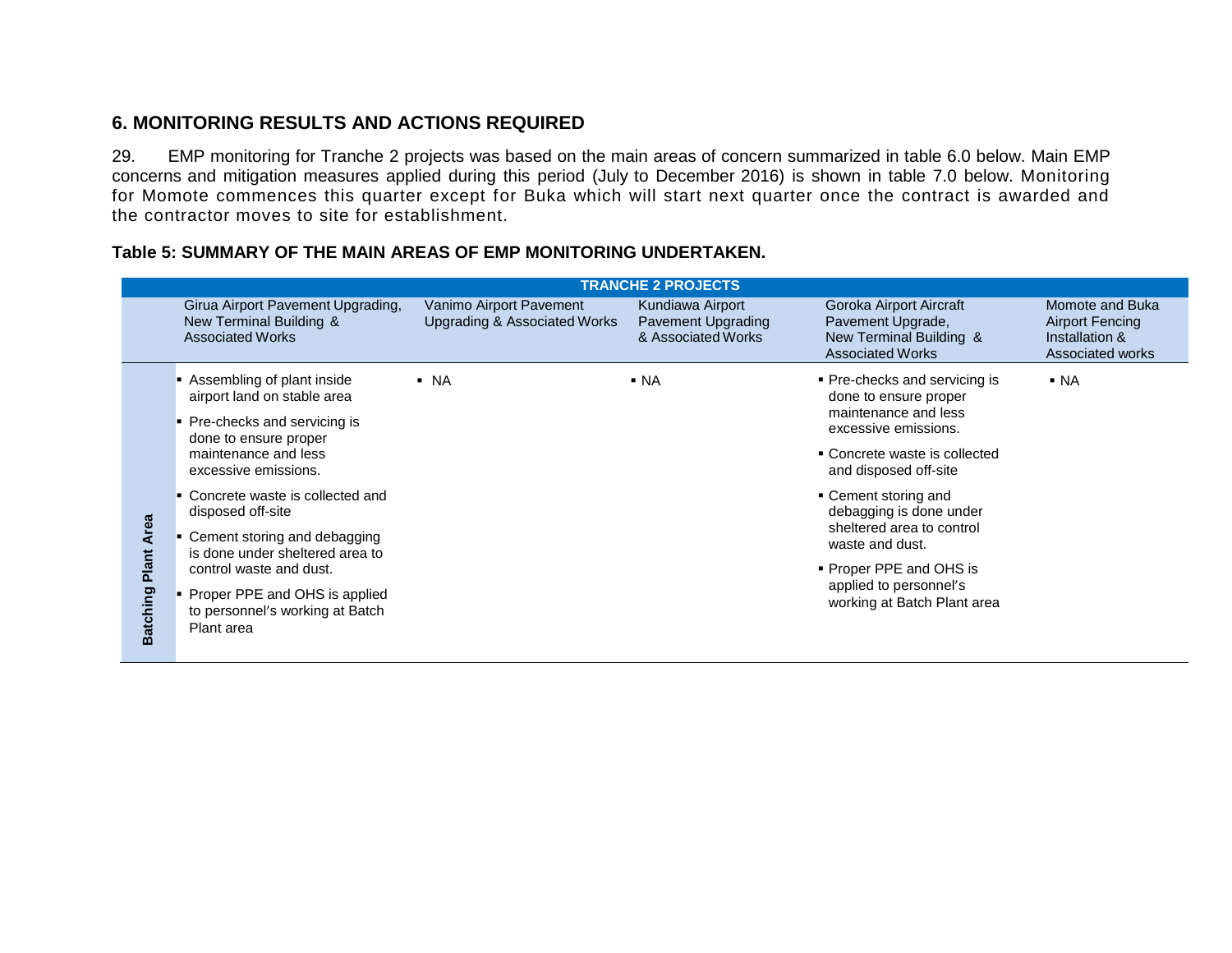## 6. MONITORING RESULTS AND ACTIONS REQUIRED

29. EMP monitoring for Tranche 2 projects was based on the main areas of concern summarized in table 6.0 below. Main EMP concerns and mitigation measures applied during this period (July to December 2016) is shown in table 7.0 below. Monitoring for Momote commences this quarter except for Buka which will start next quarter once the contract is awarded and the contractor moves to site for establishment.

**Table 5: SUMMARY OF THE MAIN AREAS OF EMP MONITORING UNDERTAKEN.**

| | TRANCHE 2 PROJECTS | | | | |
|---|---|---|---|---|---|
| | Girua Airport Pavement Upgrading, New Terminal Building & Associated Works | Vanimo Airport Pavement Upgrading & Associated Works | Kundiawa Airport Pavement Upgrading & Associated Works | Goroka Airport Aircraft Pavement Upgrade, New Terminal Building & Associated Works | Momote and Buka Airport Fencing Installation & Associated works |
| **Batching Plant Area** | ▪ Assembling of plant inside airport land on stable area<br>▪ Pre-checks and servicing is done to ensure proper maintenance and less excessive emissions.<br>▪ Concrete waste is collected and disposed off-site<br>▪ Cement storing and debagging is done under sheltered area to control waste and dust.<br>▪ Proper PPE and OHS is applied to personnel's working at Batch Plant area | ▪ NA | ▪ NA | ▪ Pre-checks and servicing is done to ensure proper maintenance and less excessive emissions.<br>▪ Concrete waste is collected and disposed off-site<br>▪ Cement storing and debagging is done under sheltered area to control waste and dust.<br>▪ Proper PPE and OHS is applied to personnel's working at Batch Plant area | ▪ NA |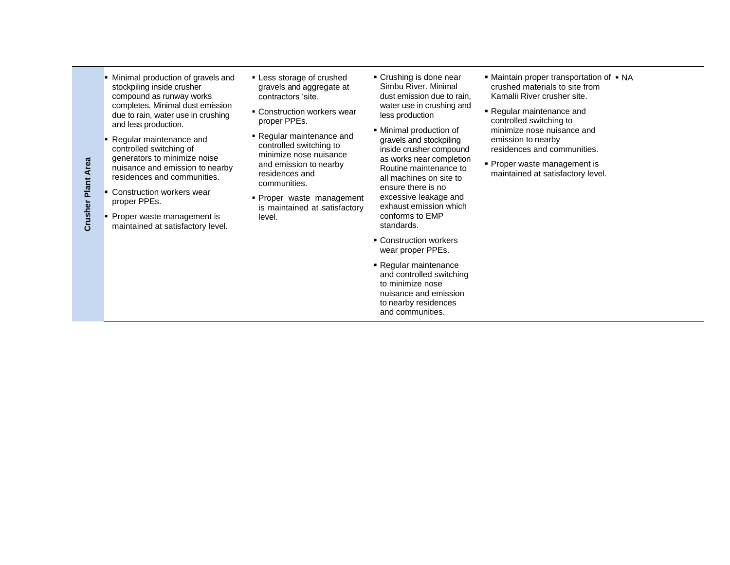| | | | | | |
|---|---|---|---|---|---|
| **Crusher Plant Area** | ▪ Minimal production of gravels and stockpiling inside crusher compound as runway works completes. Minimal dust emission due to rain, water use in crushing and less production.<br>▪ Regular maintenance and controlled switching of generators to minimize noise nuisance and emission to nearby residences and communities.<br>▪ Construction workers wear proper PPEs.<br>▪ Proper waste management is maintained at satisfactory level. | ▪ Less storage of crushed gravels and aggregate at contractors 'site.<br>▪ Construction workers wear proper PPEs.<br>▪ Regular maintenance and controlled switching to minimize nose nuisance and emission to nearby residences and communities.<br>▪ Proper waste management is maintained at satisfactory level. | ▪ Crushing is done near Simbu River. Minimal dust emission due to rain, water use in crushing and less production<br>▪ Minimal production of gravels and stockpiling inside crusher compound as works near completion Routine maintenance to all machines on site to ensure there is no excessive leakage and exhaust emission which conforms to EMP standards.<br>▪ Construction workers wear proper PPEs.<br>▪ Regular maintenance and controlled switching to minimize nose nuisance and emission to nearby residences and communities. | ▪ Maintain proper transportation of crushed materials to site from Kamalii River crusher site.<br>▪ Regular maintenance and controlled switching to minimize nose nuisance and emission to nearby residences and communities.<br>▪ Proper waste management is maintained at satisfactory level. | ▪ NA |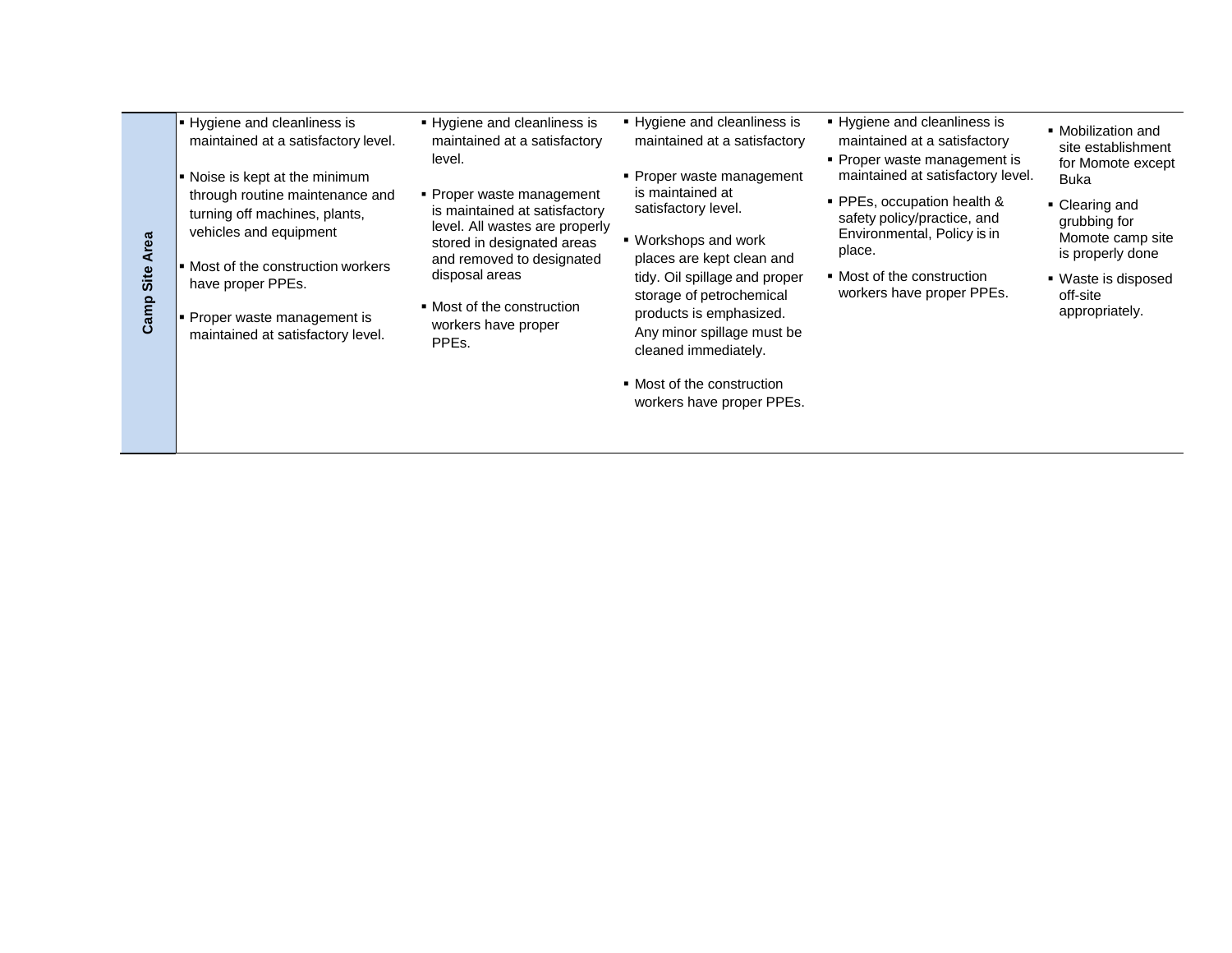| Camp Site Area | | | | | |
|---|---|---|---|---|---|
| **Camp Site Area** | ▪ Hygiene and cleanliness is maintained at a satisfactory level.<br>▪ Noise is kept at the minimum through routine maintenance and turning off machines, plants, vehicles and equipment<br>▪ Most of the construction workers have proper PPEs.<br>▪ Proper waste management is maintained at satisfactory level. | ▪ Hygiene and cleanliness is maintained at a satisfactory level.<br>▪ Proper waste management is maintained at satisfactory level. All wastes are properly stored in designated areas and removed to designated disposal areas<br>▪ Most of the construction workers have proper PPEs. | ▪ Hygiene and cleanliness is maintained at a satisfactory<br>▪ Proper waste management is maintained at satisfactory level.<br>▪ Workshops and work places are kept clean and tidy. Oil spillage and proper storage of petrochemical products is emphasized. Any minor spillage must be cleaned immediately.<br>▪ Most of the construction workers have proper PPEs. | ▪ Hygiene and cleanliness is maintained at a satisfactory<br>▪ Proper waste management is maintained at satisfactory level.<br>▪ PPEs, occupation health & safety policy/practice, and Environmental, Policy is in place.<br>▪ Most of the construction workers have proper PPEs. | ▪ Mobilization and site establishment for Momote except Buka<br>▪ Clearing and grubbing for Momote camp site is properly done<br>▪ Waste is disposed off-site appropriately. |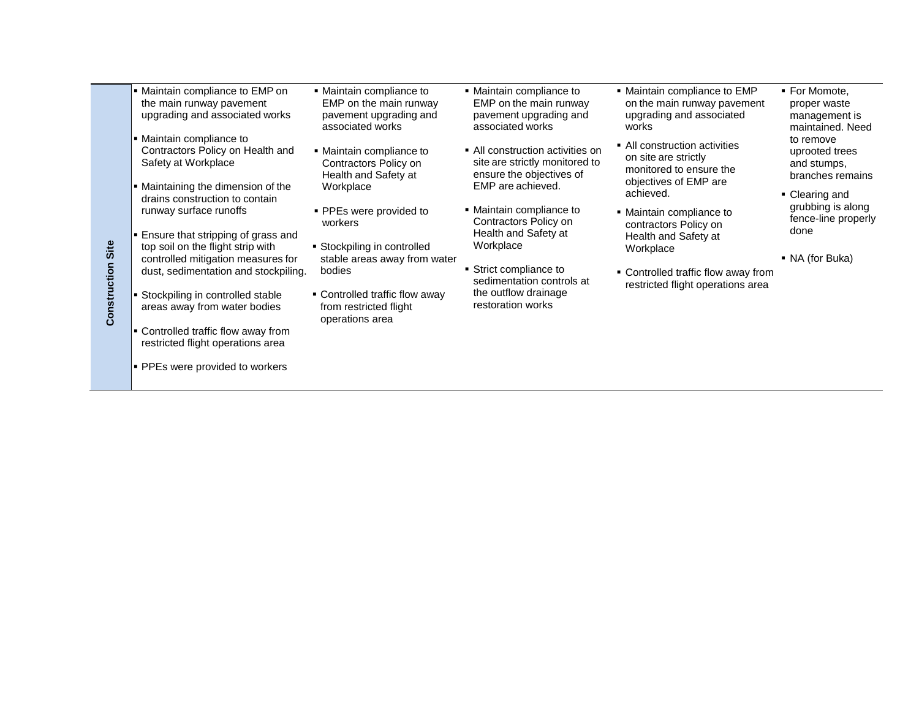| Construction Site | | | | | |
|---|---|---|---|---|---|
| Construction Site | ▪ Maintain compliance to EMP on the main runway pavement upgrading and associated works<br>▪ Maintain compliance to Contractors Policy on Health and Safety at Workplace<br>▪ Maintaining the dimension of the drains construction to contain runway surface runoffs<br>▪ Ensure that stripping of grass and top soil on the flight strip with controlled mitigation measures for dust, sedimentation and stockpiling.<br>▪ Stockpiling in controlled stable areas away from water bodies<br>▪ Controlled traffic flow away from restricted flight operations area<br>▪ PPEs were provided to workers | ▪ Maintain compliance to EMP on the main runway pavement upgrading and associated works<br>▪ Maintain compliance to Contractors Policy on Health and Safety at Workplace<br>▪ PPEs were provided to workers<br>▪ Stockpiling in controlled stable areas away from water bodies<br>▪ Controlled traffic flow away from restricted flight operations area | ▪ Maintain compliance to EMP on the main runway pavement upgrading and associated works<br>▪ All construction activities on site are strictly monitored to ensure the objectives of EMP are achieved.<br>▪ Maintain compliance to Contractors Policy on Health and Safety at Workplace<br>▪ Strict compliance to sedimentation controls at the outflow drainage restoration works | ▪ Maintain compliance to EMP on the main runway pavement upgrading and associated works<br>▪ All construction activities on site are strictly monitored to ensure the objectives of EMP are achieved.<br>▪ Maintain compliance to contractors Policy on Health and Safety at Workplace<br>▪ Controlled traffic flow away from restricted flight operations area | ▪ For Momote, proper waste management is maintained. Need to remove uprooted trees and stumps, branches remains<br>▪ Clearing and grubbing is along fence-line properly done<br>▪ NA (for Buka) |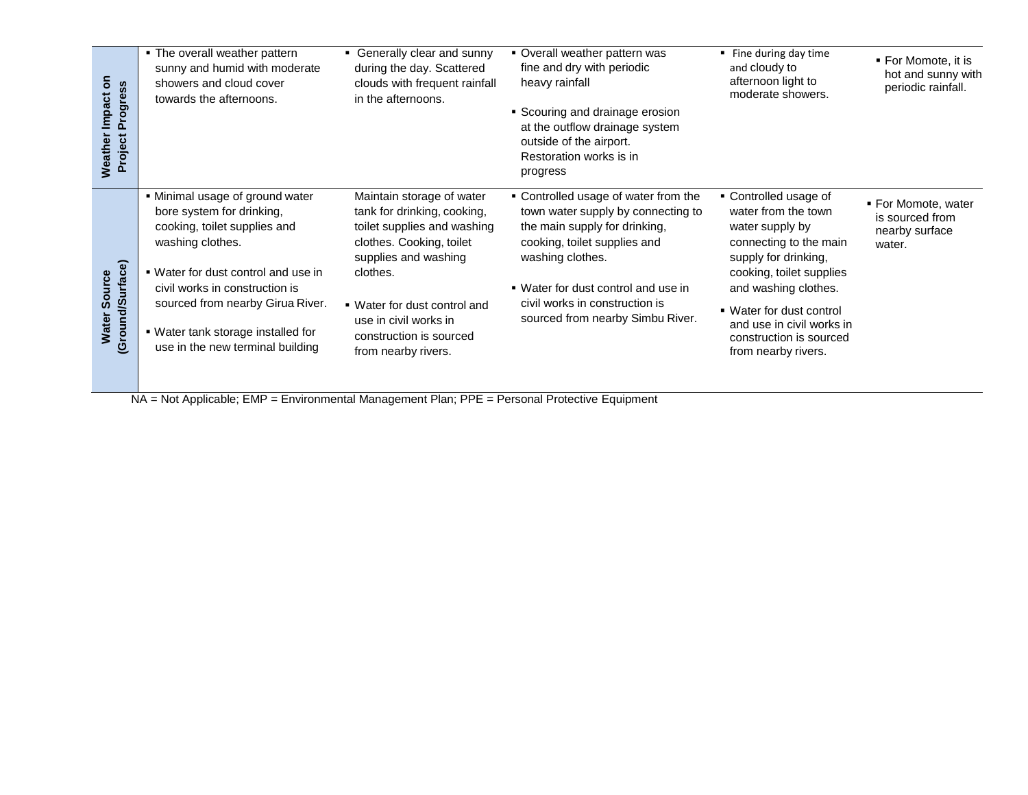| | | | | | |
|---|---|---|---|---|---|
| **Weather Impact on Project Progress** | ▪ The overall weather pattern sunny and humid with moderate showers and cloud cover towards the afternoons. | ▪ Generally clear and sunny during the day. Scattered clouds with frequent rainfall in the afternoons. | ▪ Overall weather pattern was fine and dry with periodic heavy rainfall<br><br>▪ Scouring and drainage erosion at the outflow drainage system outside of the airport. Restoration works is in progress | ▪ Fine during day time and cloudy to afternoon light to moderate showers. | ▪ For Momote, it is hot and sunny with periodic rainfall. |
| **Water Source (Ground/Surface)** | ▪ Minimal usage of ground water bore system for drinking, cooking, toilet supplies and washing clothes.<br><br>▪ Water for dust control and use in civil works in construction is sourced from nearby Girua River.<br><br>▪ Water tank storage installed for use in the new terminal building | Maintain storage of water tank for drinking, cooking, toilet supplies and washing clothes. Cooking, toilet supplies and washing clothes.<br><br>▪ Water for dust control and use in civil works in construction is sourced from nearby rivers. | ▪ Controlled usage of water from the town water supply by connecting to the main supply for drinking, cooking, toilet supplies and washing clothes.<br><br>▪ Water for dust control and use in civil works in construction is sourced from nearby Simbu River. | ▪ Controlled usage of water from the town water supply by connecting to the main supply for drinking, cooking, toilet supplies and washing clothes.<br><br>▪ Water for dust control and use in civil works in construction is sourced from nearby rivers. | ▪ For Momote, water is sourced from nearby surface water. |

NA = Not Applicable; EMP = Environmental Management Plan; PPE = Personal Protective Equipment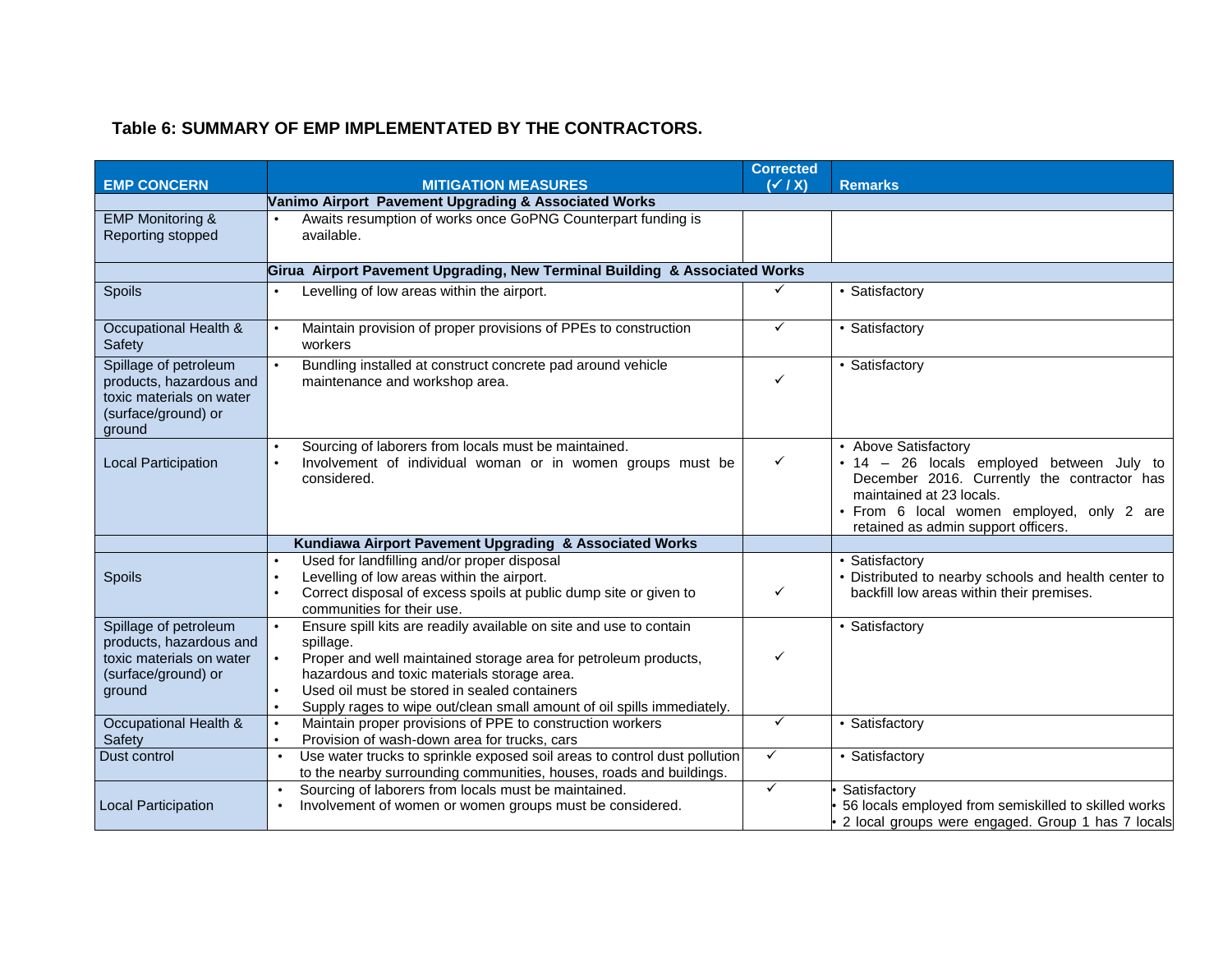**Table 6: SUMMARY OF EMP IMPLEMENTATED BY THE CONTRACTORS.**

| EMP CONCERN | MITIGATION MEASURES | Corrected (✓ / X) | Remarks |
|---|---|---|---|
| | **Vanimo Airport Pavement Upgrading & Associated Works** | | |
| EMP Monitoring & Reporting stopped | • Awaits resumption of works once GoPNG Counterpart funding is available. | | |
| | **Girua Airport Pavement Upgrading, New Terminal Building & Associated Works** | | |
| Spoils | • Levelling of low areas within the airport. | ✓ | • Satisfactory |
| Occupational Health & Safety | • Maintain provision of proper provisions of PPEs to construction workers | ✓ | • Satisfactory |
| Spillage of petroleum products, hazardous and toxic materials on water (surface/ground) or ground | • Bundling installed at construct concrete pad around vehicle maintenance and workshop area. | ✓ | • Satisfactory |
| Local Participation | • Sourcing of laborers from locals must be maintained.<br>• Involvement of individual woman or in women groups must be considered. | ✓ | • Above Satisfactory<br>• 14 – 26 locals employed between July to December 2016. Currently the contractor has maintained at 23 locals.<br>• From 6 local women employed, only 2 are retained as admin support officers. |
| | **Kundiawa Airport Pavement Upgrading & Associated Works** | | |
| Spoils | • Used for landfilling and/or proper disposal<br>• Levelling of low areas within the airport.<br>• Correct disposal of excess spoils at public dump site or given to communities for their use. | ✓ | • Satisfactory<br>• Distributed to nearby schools and health center to backfill low areas within their premises. |
| Spillage of petroleum products, hazardous and toxic materials on water (surface/ground) or ground | • Ensure spill kits are readily available on site and use to contain spillage.<br>• Proper and well maintained storage area for petroleum products, hazardous and toxic materials storage area.<br>• Used oil must be stored in sealed containers<br>• Supply rages to wipe out/clean small amount of oil spills immediately. | ✓ | • Satisfactory |
| Occupational Health & Safety | • Maintain proper provisions of PPE to construction workers<br>• Provision of wash-down area for trucks, cars | ✓ | • Satisfactory |
| Dust control | • Use water trucks to sprinkle exposed soil areas to control dust pollution to the nearby surrounding communities, houses, roads and buildings. | ✓ | • Satisfactory |
| Local Participation | • Sourcing of laborers from locals must be maintained.<br>• Involvement of women or women groups must be considered. | ✓ | • Satisfactory<br>• 56 locals employed from semiskilled to skilled works<br>• 2 local groups were engaged. Group 1 has 7 locals |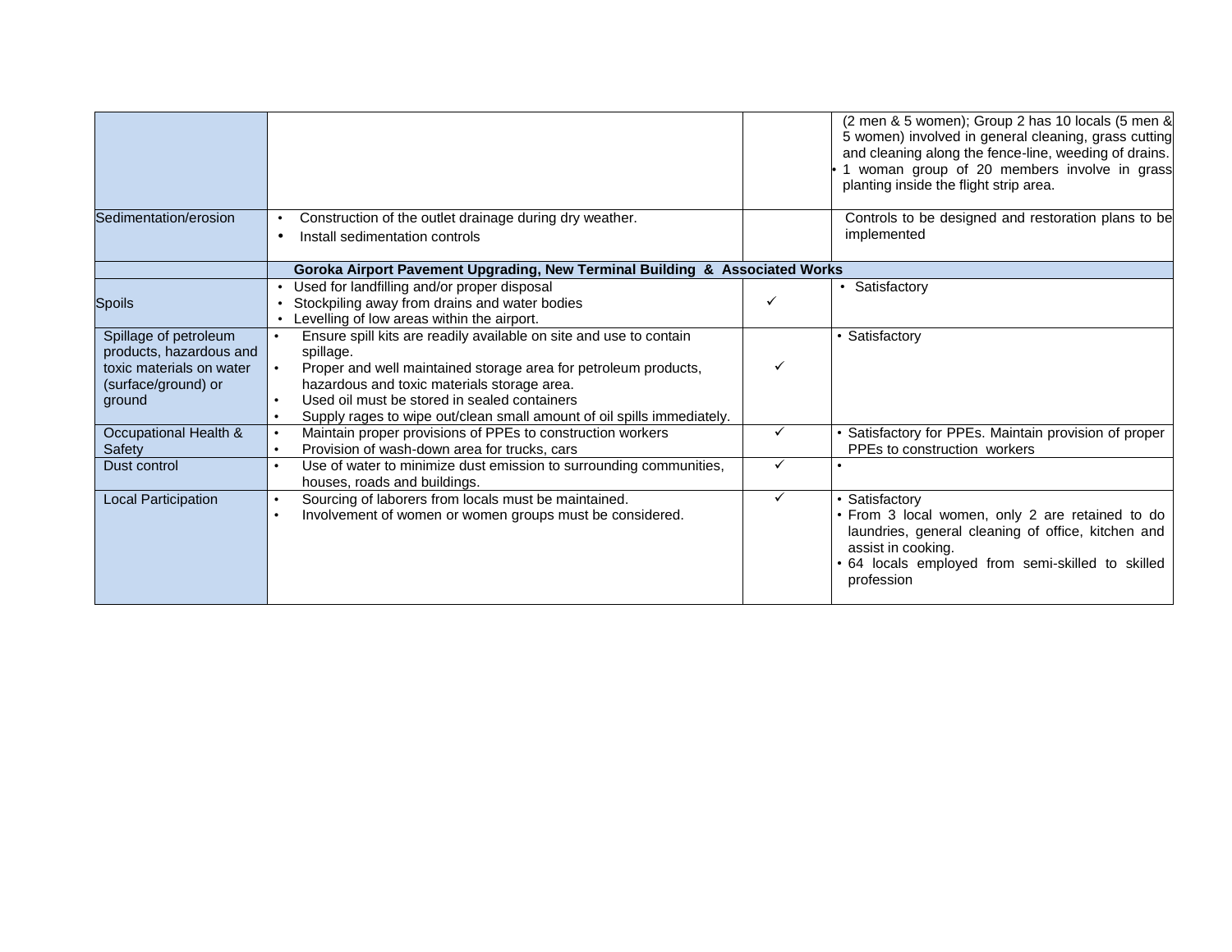| | | | |
|---|---|---|---|
| | | | (2 men & 5 women); Group 2 has 10 locals (5 men & 5 women) involved in general cleaning, grass cutting and cleaning along the fence-line, weeding of drains.<br>• 1 woman group of 20 members involve in grass planting inside the flight strip area. |
| Sedimentation/erosion | • Construction of the outlet drainage during dry weather.<br>• Install sedimentation controls | | Controls to be designed and restoration plans to be implemented |
| | **Goroka Airport Pavement Upgrading, New Terminal Building & Associated Works** | | |
| Spoils | • Used for landfilling and/or proper disposal<br>• Stockpiling away from drains and water bodies<br>• Levelling of low areas within the airport. | ✓ | • Satisfactory |
| Spillage of petroleum products, hazardous and toxic materials on water (surface/ground) or ground | • Ensure spill kits are readily available on site and use to contain spillage.<br>• Proper and well maintained storage area for petroleum products, hazardous and toxic materials storage area.<br>• Used oil must be stored in sealed containers<br>• Supply rages to wipe out/clean small amount of oil spills immediately. | ✓ | • Satisfactory |
| Occupational Health & Safety | • Maintain proper provisions of PPEs to construction workers<br>• Provision of wash-down area for trucks, cars | ✓ | • Satisfactory for PPEs. Maintain provision of proper PPEs to construction workers |
| Dust control | • Use of water to minimize dust emission to surrounding communities, houses, roads and buildings. | ✓ | • |
| Local Participation | • Sourcing of laborers from locals must be maintained.<br>• Involvement of women or women groups must be considered. | ✓ | • Satisfactory<br>• From 3 local women, only 2 are retained to do laundries, general cleaning of office, kitchen and assist in cooking.<br>• 64 locals employed from semi-skilled to skilled profession |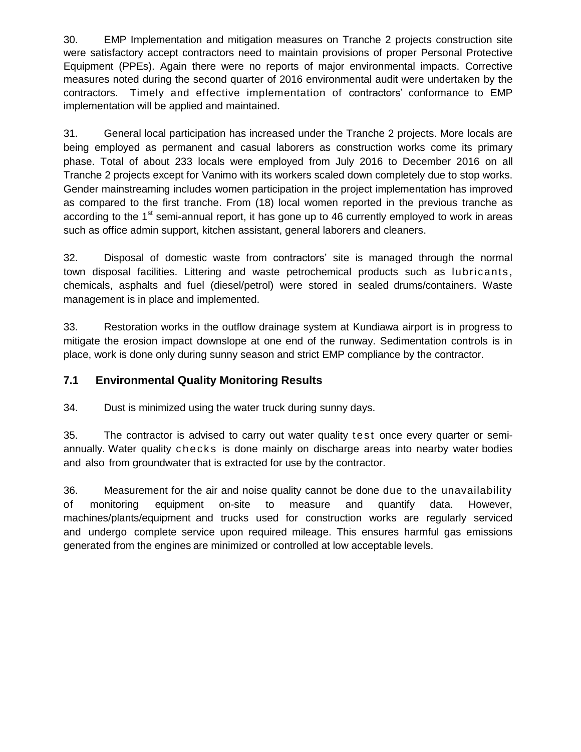30. EMP Implementation and mitigation measures on Tranche 2 projects construction site were satisfactory accept contractors need to maintain provisions of proper Personal Protective Equipment (PPEs). Again there were no reports of major environmental impacts. Corrective measures noted during the second quarter of 2016 environmental audit were undertaken by the contractors. Timely and effective implementation of contractors' conformance to EMP implementation will be applied and maintained.

31. General local participation has increased under the Tranche 2 projects. More locals are being employed as permanent and casual laborers as construction works come its primary phase. Total of about 233 locals were employed from July 2016 to December 2016 on all Tranche 2 projects except for Vanimo with its workers scaled down completely due to stop works. Gender mainstreaming includes women participation in the project implementation has improved as compared to the first tranche. From (18) local women reported in the previous tranche as according to the 1st semi-annual report, it has gone up to 46 currently employed to work in areas such as office admin support, kitchen assistant, general laborers and cleaners.

32. Disposal of domestic waste from contractors' site is managed through the normal town disposal facilities. Littering and waste petrochemical products such as lubricants, chemicals, asphalts and fuel (diesel/petrol) were stored in sealed drums/containers. Waste management is in place and implemented.

33. Restoration works in the outflow drainage system at Kundiawa airport is in progress to mitigate the erosion impact downslope at one end of the runway. Sedimentation controls is in place, work is done only during sunny season and strict EMP compliance by the contractor.

## 7.1 Environmental Quality Monitoring Results

34. Dust is minimized using the water truck during sunny days.

35. The contractor is advised to carry out water quality test once every quarter or semi-annually. Water quality checks is done mainly on discharge areas into nearby water bodies and also from groundwater that is extracted for use by the contractor.

36. Measurement for the air and noise quality cannot be done due to the unavailability of monitoring equipment on-site to measure and quantify data. However, machines/plants/equipment and trucks used for construction works are regularly serviced and undergo complete service upon required mileage. This ensures harmful gas emissions generated from the engines are minimized or controlled at low acceptable levels.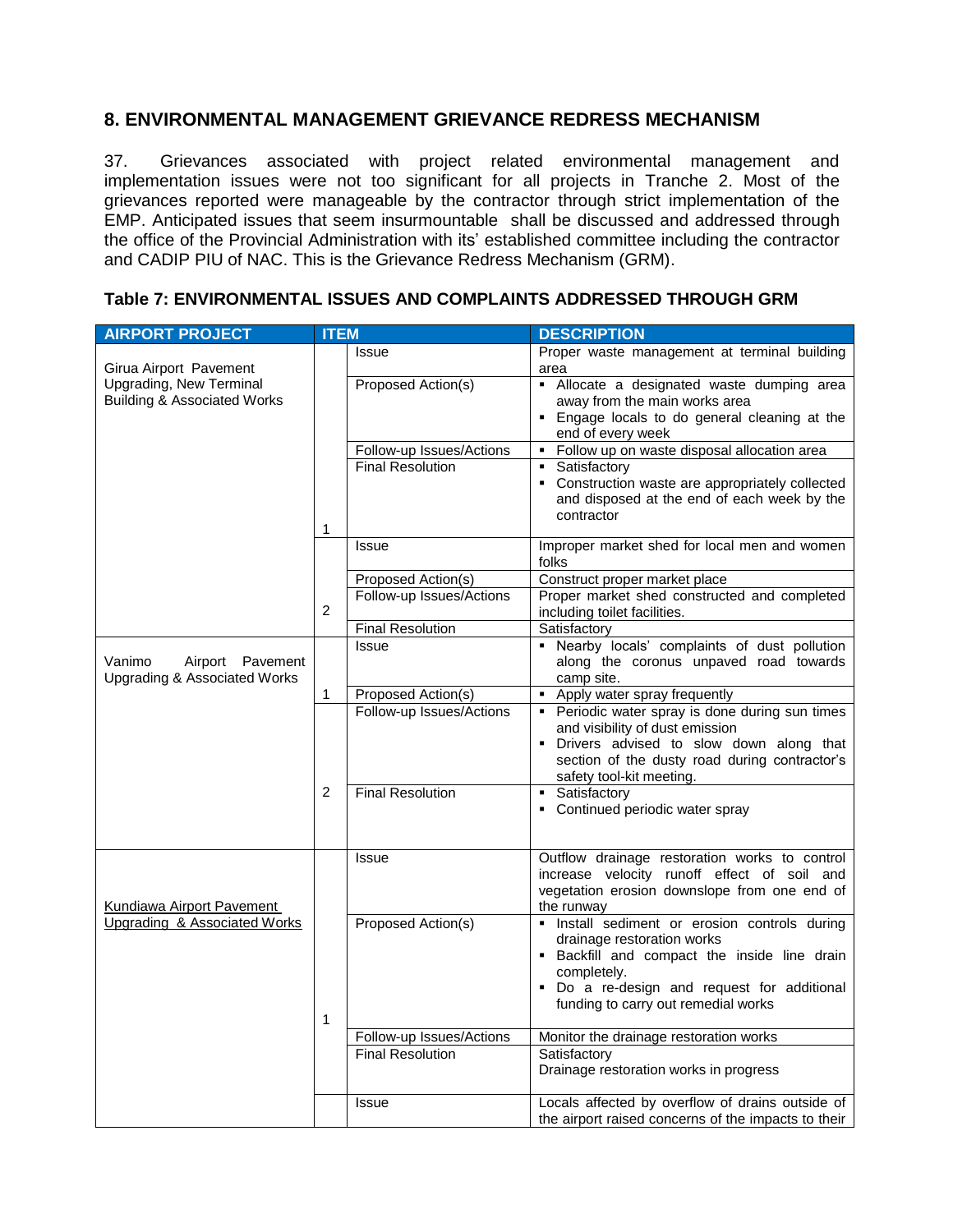## 8. ENVIRONMENTAL MANAGEMENT GRIEVANCE REDRESS MECHANISM

37. Grievances associated with project related environmental management and implementation issues were not too significant for all projects in Tranche 2. Most of the grievances reported were manageable by the contractor through strict implementation of the EMP. Anticipated issues that seem insurmountable shall be discussed and addressed through the office of the Provincial Administration with its' established committee including the contractor and CADIP PIU of NAC. This is the Grievance Redress Mechanism (GRM).

### Table 7: ENVIRONMENTAL ISSUES AND COMPLAINTS ADDRESSED THROUGH GRM

| AIRPORT PROJECT | ITEM | | DESCRIPTION |
|---|---|---|---|
| Girua Airport Pavement Upgrading, New Terminal Building & Associated Works | 1 | Issue | Proper waste management at terminal building area |
| | | Proposed Action(s) | ▪ Allocate a designated waste dumping area away from the main works area<br>▪ Engage locals to do general cleaning at the end of every week |
| | | Follow-up Issues/Actions | ▪ Follow up on waste disposal allocation area |
| | | Final Resolution | ▪ Satisfactory<br>▪ Construction waste are appropriately collected and disposed at the end of each week by the contractor |
| | 2 | Issue | Improper market shed for local men and women folks |
| | | Proposed Action(s) | Construct proper market place |
| | | Follow-up Issues/Actions | Proper market shed constructed and completed including toilet facilities. |
| | | Final Resolution | Satisfactory |
| Vanimo Airport Pavement Upgrading & Associated Works | 1 | Issue | ▪ Nearby locals' complaints of dust pollution along the coronus unpaved road towards camp site. |
| | | Proposed Action(s) | ▪ Apply water spray frequently |
| | 2 | Follow-up Issues/Actions | ▪ Periodic water spray is done during sun times and visibility of dust emission<br>▪ Drivers advised to slow down along that section of the dusty road during contractor's safety tool-kit meeting. |
| | | Final Resolution | ▪ Satisfactory<br>▪ Continued periodic water spray |
| Kundiawa Airport Pavement Upgrading & Associated Works | 1 | Issue | Outflow drainage restoration works to control increase velocity runoff effect of soil and vegetation erosion downslope from one end of the runway |
| | | Proposed Action(s) | ▪ Install sediment or erosion controls during drainage restoration works<br>▪ Backfill and compact the inside line drain completely.<br>▪ Do a re-design and request for additional funding to carry out remedial works |
| | | Follow-up Issues/Actions | Monitor the drainage restoration works |
| | | Final Resolution | Satisfactory<br>Drainage restoration works in progress |
| | | Issue | Locals affected by overflow of drains outside of the airport raised concerns of the impacts to their |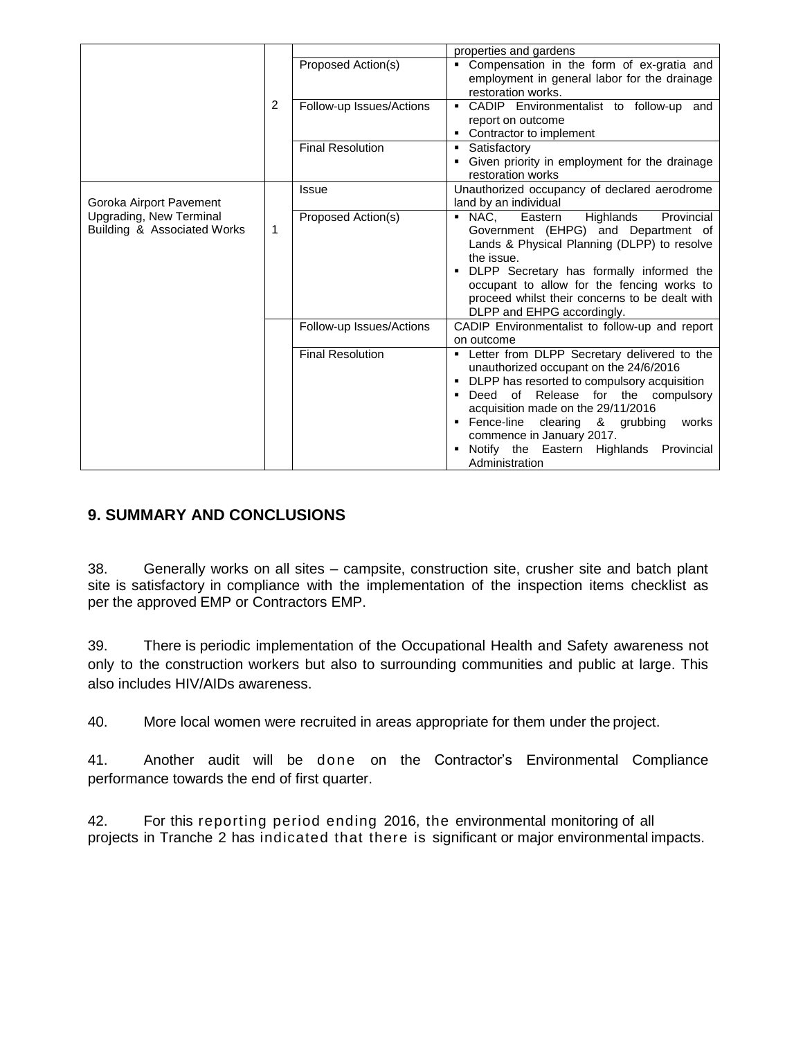| | | | |
|---|---|---|---|
| | 2 | | properties and gardens |
| | | Proposed Action(s) | ▪ Compensation in the form of ex-gratia and employment in general labor for the drainage restoration works. |
| | | Follow-up Issues/Actions | ▪ CADIP Environmentalist to follow-up and report on outcome<br>▪ Contractor to implement |
| | | Final Resolution | ▪ Satisfactory<br>▪ Given priority in employment for the drainage restoration works |
| Goroka Airport Pavement Upgrading, New Terminal Building & Associated Works | 1 | Issue | Unauthorized occupancy of declared aerodrome land by an individual |
| | | Proposed Action(s) | ▪ NAC, Eastern Highlands Provincial Government (EHPG) and Department of Lands & Physical Planning (DLPP) to resolve the issue.<br>▪ DLPP Secretary has formally informed the occupant to allow for the fencing works to proceed whilst their concerns to be dealt with DLPP and EHPG accordingly. |
| | | Follow-up Issues/Actions | CADIP Environmentalist to follow-up and report on outcome |
| | | Final Resolution | ▪ Letter from DLPP Secretary delivered to the unauthorized occupant on the 24/6/2016<br>▪ DLPP has resorted to compulsory acquisition<br>▪ Deed of Release for the compulsory acquisition made on the 29/11/2016<br>▪ Fence-line clearing & grubbing works commence in January 2017.<br>▪ Notify the Eastern Highlands Provincial Administration |

## 9. SUMMARY AND CONCLUSIONS

38. Generally works on all sites – campsite, construction site, crusher site and batch plant site is satisfactory in compliance with the implementation of the inspection items checklist as per the approved EMP or Contractors EMP.

39. There is periodic implementation of the Occupational Health and Safety awareness not only to the construction workers but also to surrounding communities and public at large. This also includes HIV/AIDs awareness.

40. More local women were recruited in areas appropriate for them under the project.

41. Another audit will be done on the Contractor's Environmental Compliance performance towards the end of first quarter.

42. For this reporting period ending 2016, the environmental monitoring of all projects in Tranche 2 has indicated that there is significant or major environmental impacts.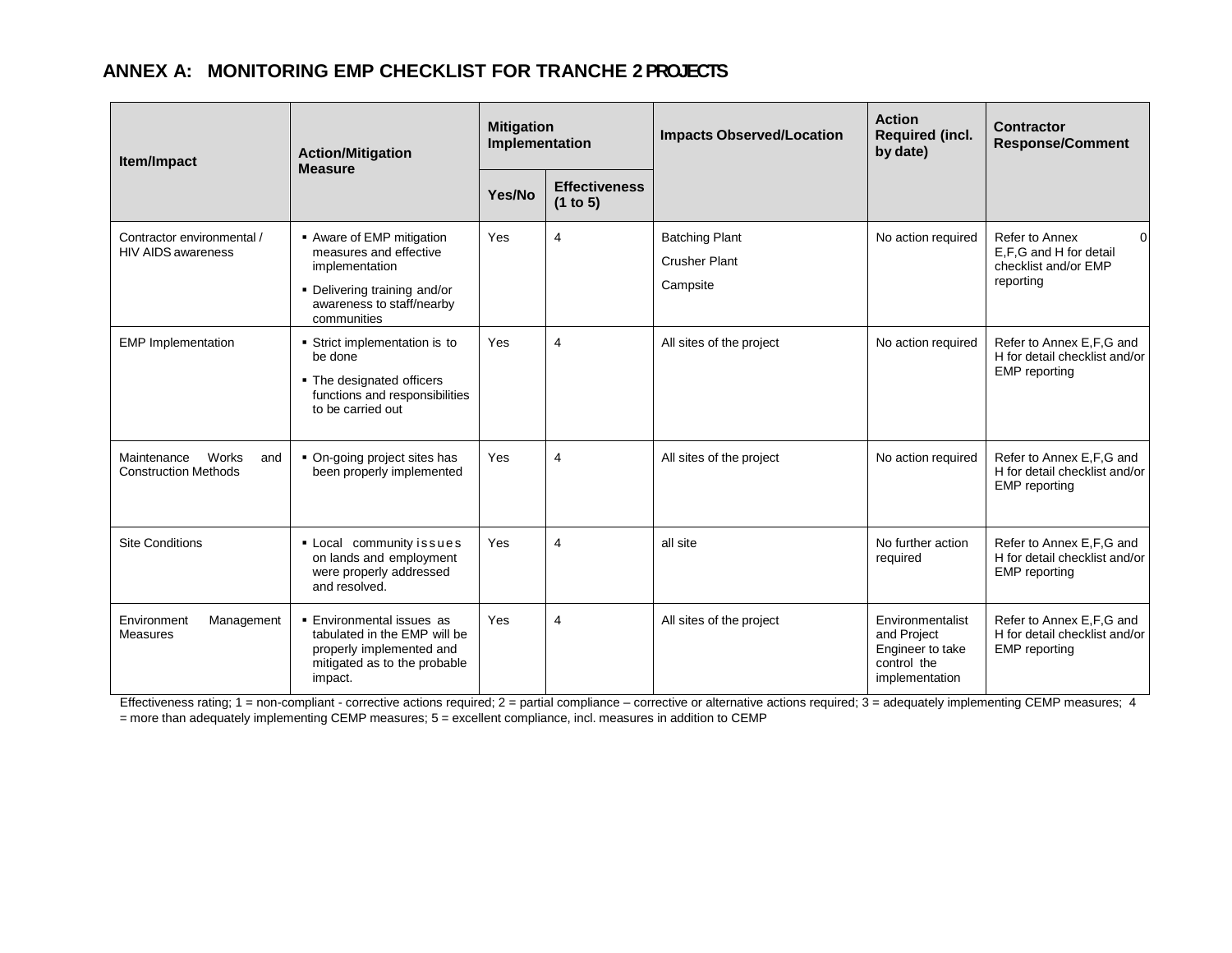## ANNEX A: MONITORING EMP CHECKLIST FOR TRANCHE 2 PROJECTS

| Item/Impact | Action/Mitigation Measure | Mitigation Implementation | | Impacts Observed/Location | Action Required (incl. by date) | Contractor Response/Comment |
|---|---|---|---|---|---|---|
| | | Yes/No | Effectiveness (1 to 5) | | | |
| Contractor environmental / HIV AIDS awareness | ▪ Aware of EMP mitigation measures and effective implementation<br>▪ Delivering training and/or awareness to staff/nearby communities | Yes | 4 | Batching Plant<br>Crusher Plant<br>Campsite | No action required | Refer to Annex 0 E,F,G and H for detail checklist and/or EMP reporting |
| EMP Implementation | ▪ Strict implementation is to be done<br>▪ The designated officers functions and responsibilities to be carried out | Yes | 4 | All sites of the project | No action required | Refer to Annex E,F,G and H for detail checklist and/or EMP reporting |
| Maintenance Works and Construction Methods | ▪ On-going project sites has been properly implemented | Yes | 4 | All sites of the project | No action required | Refer to Annex E,F,G and H for detail checklist and/or EMP reporting |
| Site Conditions | ▪ Local community issues on lands and employment were properly addressed and resolved. | Yes | 4 | all site | No further action required | Refer to Annex E,F,G and H for detail checklist and/or EMP reporting |
| Environment Management Measures | ▪ Environmental issues as tabulated in the EMP will be properly implemented and mitigated as to the probable impact. | Yes | 4 | All sites of the project | Environmentalist and Project Engineer to take control the implementation | Refer to Annex E,F,G and H for detail checklist and/or EMP reporting |

Effectiveness rating; 1 = non-compliant - corrective actions required; 2 = partial compliance – corrective or alternative actions required; 3 = adequately implementing CEMP measures; 4 = more than adequately implementing CEMP measures; 5 = excellent compliance, incl. measures in addition to CEMP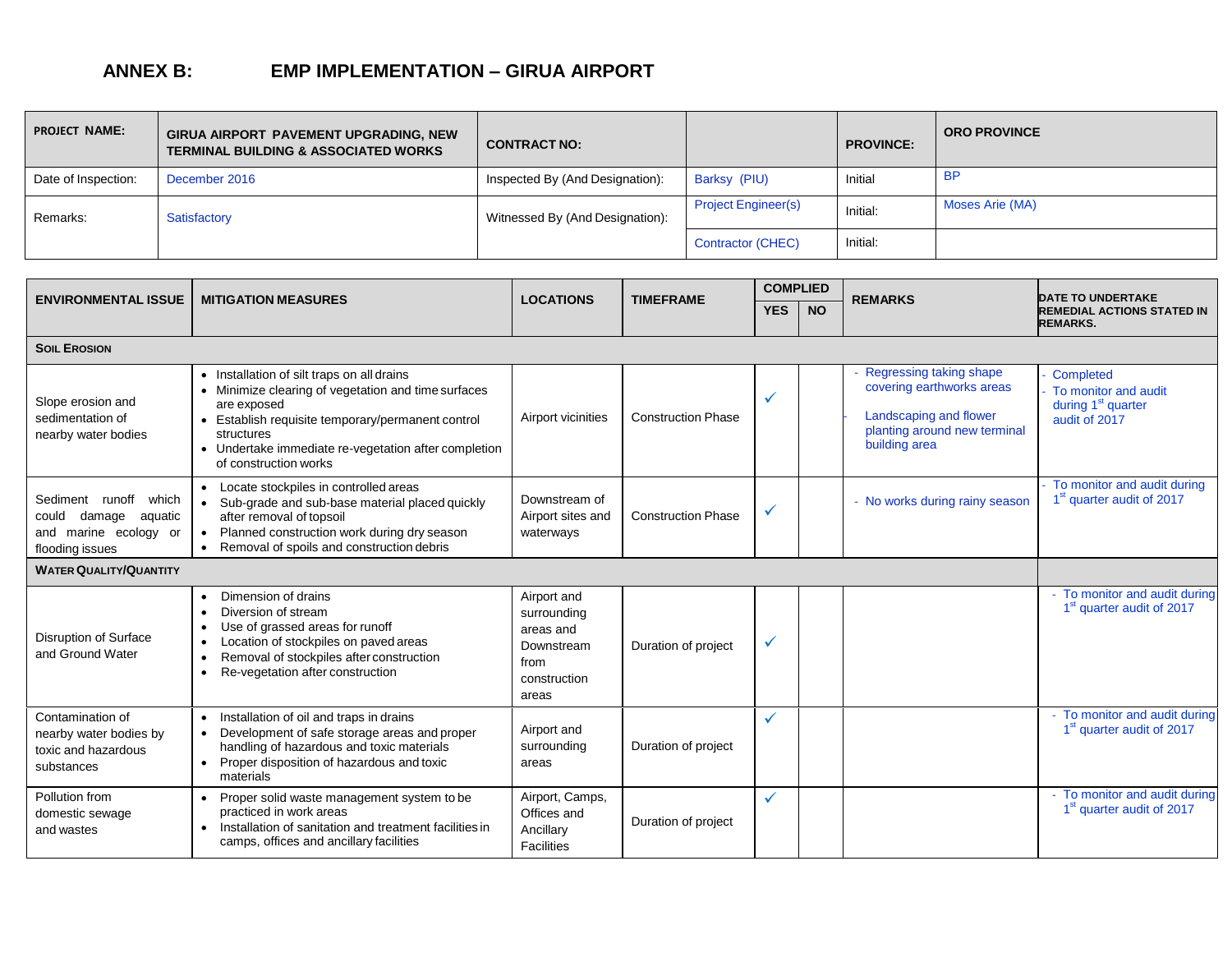## ANNEX B: EMP IMPLEMENTATION – GIRUA AIRPORT

| PROJECT NAME: | GIRUA AIRPORT PAVEMENT UPGRADING, NEW TERMINAL BUILDING & ASSOCIATED WORKS | CONTRACT NO: | | PROVINCE: | ORO PROVINCE |
|---|---|---|---|---|---|
| Date of Inspection: | December 2016 | Inspected By (And Designation): | Barksy (PIU) | Initial | BP |
| Remarks: | Satisfactory | Witnessed By (And Designation): | Project Engineer(s) | Initial: | Moses Arie (MA) |
| | | | Contractor (CHEC) | Initial: | |

| ENVIRONMENTAL ISSUE | MITIGATION MEASURES | LOCATIONS | TIMEFRAME | COMPLIED | | REMARKS | DATE TO UNDERTAKE REMEDIAL ACTIONS STATED IN REMARKS. |
|---|---|---|---|---|---|---|---|
| | | | | YES | NO | | |
| **SOIL EROSION** | | | | | | | |
| Slope erosion and sedimentation of nearby water bodies | • Installation of silt traps on all drains<br>• Minimize clearing of vegetation and time surfaces are exposed<br>• Establish requisite temporary/permanent control structures<br>• Undertake immediate re-vegetation after completion of construction works | Airport vicinities | Construction Phase | ✓ | | - Regressing taking shape covering earthworks areas<br>- Landscaping and flower planting around new terminal building area | - Completed<br>- To monitor and audit during 1st quarter audit of 2017 |
| Sediment runoff which could damage aquatic and marine ecology or flooding issues | • Locate stockpiles in controlled areas<br>• Sub-grade and sub-base material placed quickly after removal of topsoil<br>• Planned construction work during dry season<br>• Removal of spoils and construction debris | Downstream of Airport sites and waterways | Construction Phase | ✓ | | - No works during rainy season | - To monitor and audit during 1st quarter audit of 2017 |
| **WATER QUALITY/QUANTITY** | | | | | | | |
| Disruption of Surface and Ground Water | • Dimension of drains<br>• Diversion of stream<br>• Use of grassed areas for runoff<br>• Location of stockpiles on paved areas<br>• Removal of stockpiles after construction<br>• Re-vegetation after construction | Airport and surrounding areas and Downstream from construction areas | Duration of project | ✓ | | | - To monitor and audit during 1st quarter audit of 2017 |
| Contamination of nearby water bodies by toxic and hazardous substances | • Installation of oil and traps in drains<br>• Development of safe storage areas and proper handling of hazardous and toxic materials<br>• Proper disposition of hazardous and toxic materials | Airport and surrounding areas | Duration of project | ✓ | | | - To monitor and audit during 1st quarter audit of 2017 |
| Pollution from domestic sewage and wastes | • Proper solid waste management system to be practiced in work areas<br>• Installation of sanitation and treatment facilities in camps, offices and ancillary facilities | Airport, Camps, Offices and Ancillary Facilities | Duration of project | ✓ | | | - To monitor and audit during 1st quarter audit of 2017 |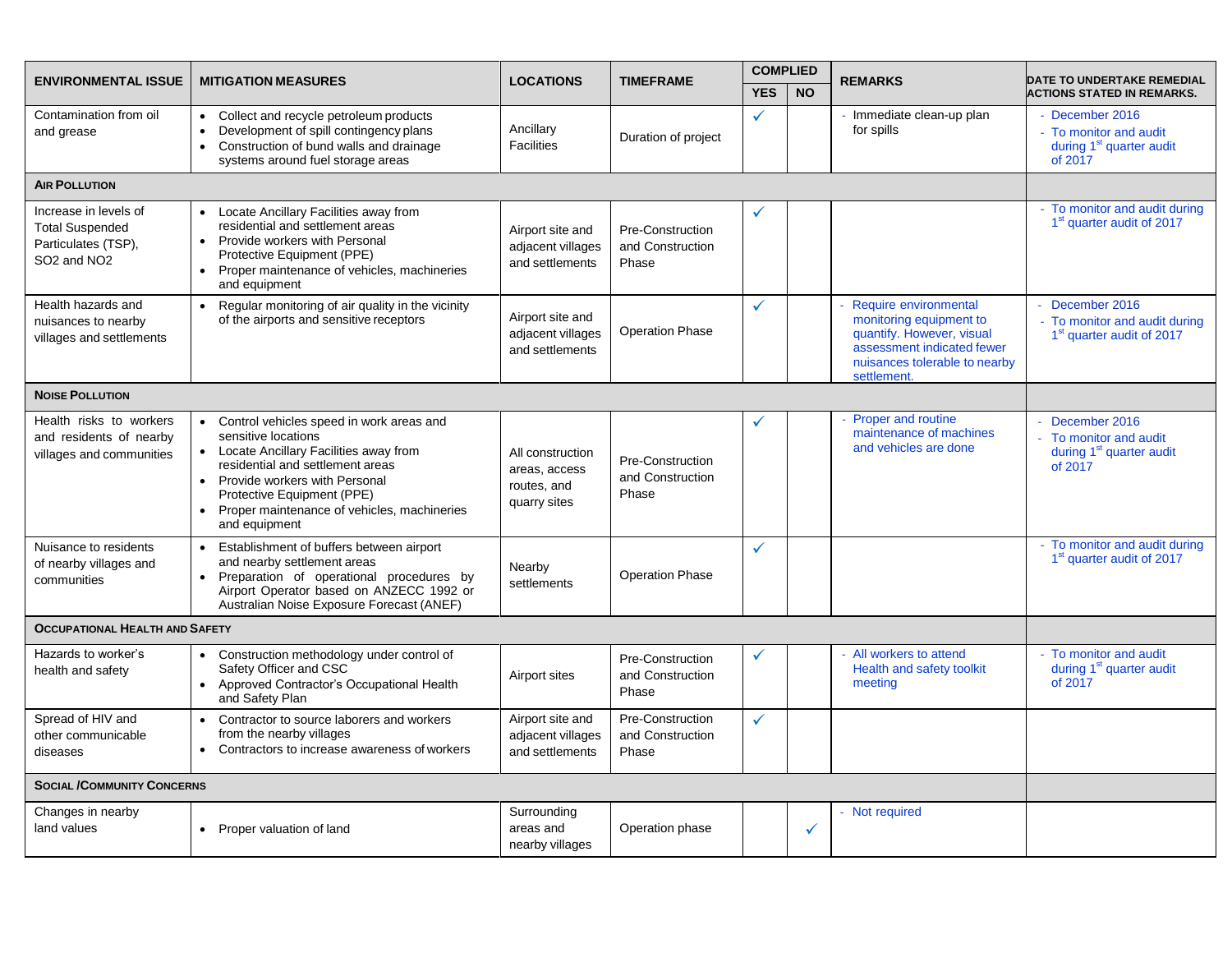| ENVIRONMENTAL ISSUE | MITIGATION MEASURES | LOCATIONS | TIMEFRAME | COMPLIED | | REMARKS | DATE TO UNDERTAKE REMEDIAL ACTIONS STATED IN REMARKS. |
|---|---|---|---|---|---|---|---|
| | | | | YES | NO | | |
| Contamination from oil and grease | • Collect and recycle petroleum products<br>• Development of spill contingency plans<br>• Construction of bund walls and drainage systems around fuel storage areas | Ancillary Facilities | Duration of project | ✓ | | - Immediate clean-up plan for spills | - December 2016<br>- To monitor and audit during 1st quarter audit of 2017 |
| **AIR POLLUTION** | | | | | | | |
| Increase in levels of Total Suspended Particulates (TSP), $SO_2$ and $NO_2$ | • Locate Ancillary Facilities away from residential and settlement areas<br>• Provide workers with Personal Protective Equipment (PPE)<br>• Proper maintenance of vehicles, machineries and equipment | Airport site and adjacent villages and settlements | Pre-Construction and Construction Phase | ✓ | | | - To monitor and audit during 1st quarter audit of 2017 |
| Health hazards and nuisances to nearby villages and settlements | • Regular monitoring of air quality in the vicinity of the airports and sensitive receptors | Airport site and adjacent villages and settlements | Operation Phase | ✓ | | - Require environmental monitoring equipment to quantify. However, visual assessment indicated fewer nuisances tolerable to nearby settlement. | - December 2016<br>- To monitor and audit during 1st quarter audit of 2017 |
| **NOISE POLLUTION** | | | | | | | |
| Health risks to workers and residents of nearby villages and communities | • Control vehicles speed in work areas and sensitive locations<br>• Locate Ancillary Facilities away from residential and settlement areas<br>• Provide workers with Personal Protective Equipment (PPE)<br>• Proper maintenance of vehicles, machineries and equipment | All construction areas, access routes, and quarry sites | Pre-Construction and Construction Phase | ✓ | | - Proper and routine maintenance of machines and vehicles are done | - December 2016<br>- To monitor and audit during 1st quarter audit of 2017 |
| Nuisance to residents of nearby villages and communities | • Establishment of buffers between airport and nearby settlement areas<br>• Preparation of operational procedures by Airport Operator based on ANZECC 1992 or Australian Noise Exposure Forecast (ANEF) | Nearby settlements | Operation Phase | ✓ | | | - To monitor and audit during 1st quarter audit of 2017 |
| **OCCUPATIONAL HEALTH AND SAFETY** | | | | | | | |
| Hazards to worker's health and safety | • Construction methodology under control of Safety Officer and CSC<br>• Approved Contractor's Occupational Health and Safety Plan | Airport sites | Pre-Construction and Construction Phase | ✓ | | - All workers to attend Health and safety toolkit meeting | - To monitor and audit during 1st quarter audit of 2017 |
| Spread of HIV and other communicable diseases | • Contractor to source laborers and workers from the nearby villages<br>• Contractors to increase awareness of workers | Airport site and adjacent villages and settlements | Pre-Construction and Construction Phase | ✓ | | | |
| **SOCIAL /COMMUNITY CONCERNS** | | | | | | | |
| Changes in nearby land values | • Proper valuation of land | Surrounding areas and nearby villages | Operation phase | | ✓ | - Not required | |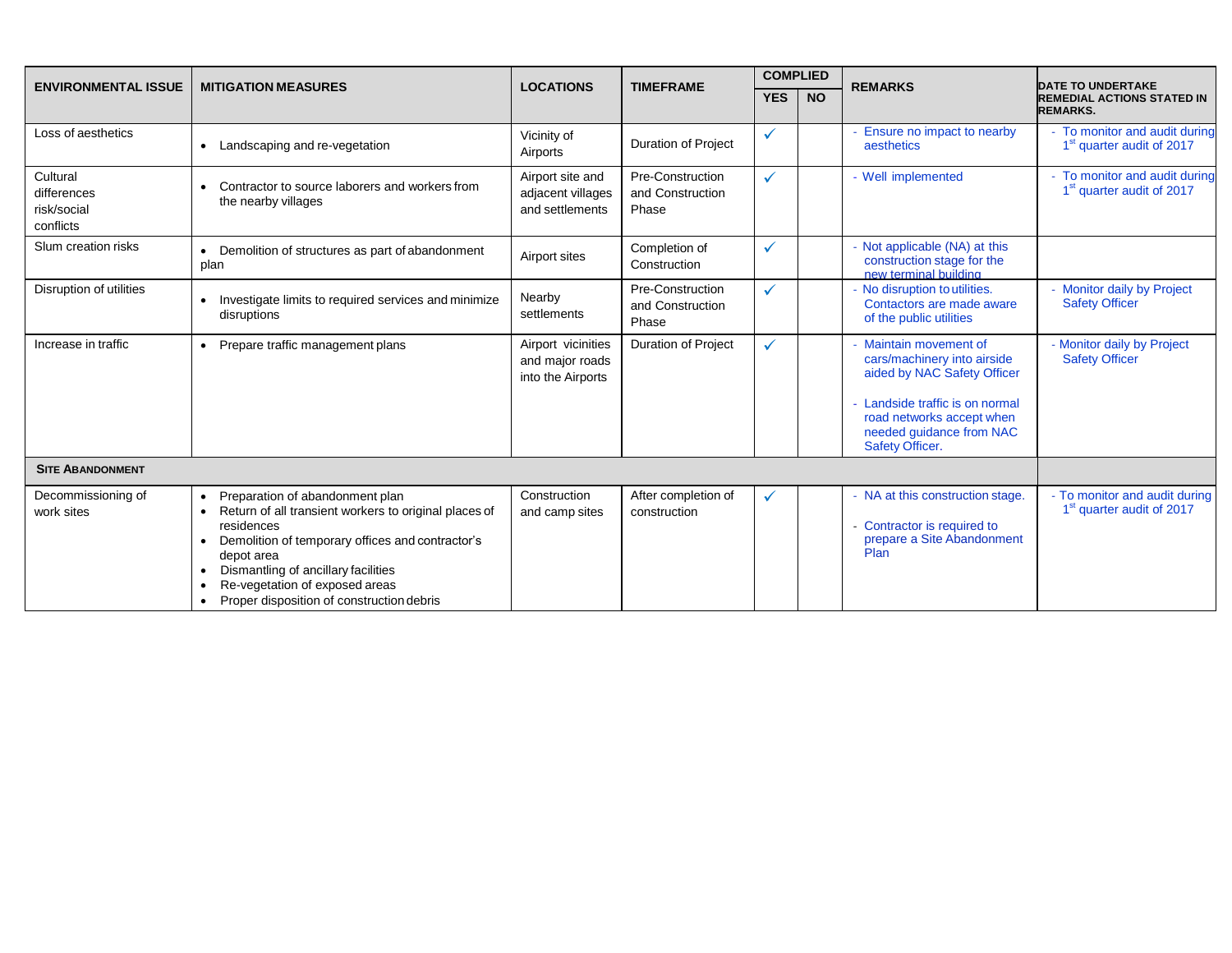| ENVIRONMENTAL ISSUE | MITIGATION MEASURES | LOCATIONS | TIMEFRAME | COMPLIED | | REMARKS | DATE TO UNDERTAKE REMEDIAL ACTIONS STATED IN REMARKS. |
|---|---|---|---|---|---|---|---|
| | | | | YES | NO | | |
| Loss of aesthetics | • Landscaping and re-vegetation | Vicinity of Airports | Duration of Project | ✓ | | - Ensure no impact to nearby aesthetics | - To monitor and audit during 1st quarter audit of 2017 |
| Cultural differences risk/social conflicts | • Contractor to source laborers and workers from the nearby villages | Airport site and adjacent villages and settlements | Pre-Construction and Construction Phase | ✓ | | - Well implemented | - To monitor and audit during 1st quarter audit of 2017 |
| Slum creation risks | • Demolition of structures as part of abandonment plan | Airport sites | Completion of Construction | ✓ | | - Not applicable (NA) at this construction stage for the new terminal building | |
| Disruption of utilities | • Investigate limits to required services and minimize disruptions | Nearby settlements | Pre-Construction and Construction Phase | ✓ | | - No disruption to utilities. Contactors are made aware of the public utilities | - Monitor daily by Project Safety Officer |
| Increase in traffic | • Prepare traffic management plans | Airport vicinities and major roads into the Airports | Duration of Project | ✓ | | - Maintain movement of cars/machinery into airside aided by NAC Safety Officer<br>- Landside traffic is on normal road networks accept when needed guidance from NAC Safety Officer. | - Monitor daily by Project Safety Officer |
| **SITE ABANDONMENT** | | | | | | | |
| Decommissioning of work sites | • Preparation of abandonment plan<br>• Return of all transient workers to original places of residences<br>• Demolition of temporary offices and contractor's depot area<br>• Dismantling of ancillary facilities<br>• Re-vegetation of exposed areas<br>• Proper disposition of construction debris | Construction and camp sites | After completion of construction | ✓ | | - NA at this construction stage.<br>- Contractor is required to prepare a Site Abandonment Plan | - To monitor and audit during 1st quarter audit of 2017 |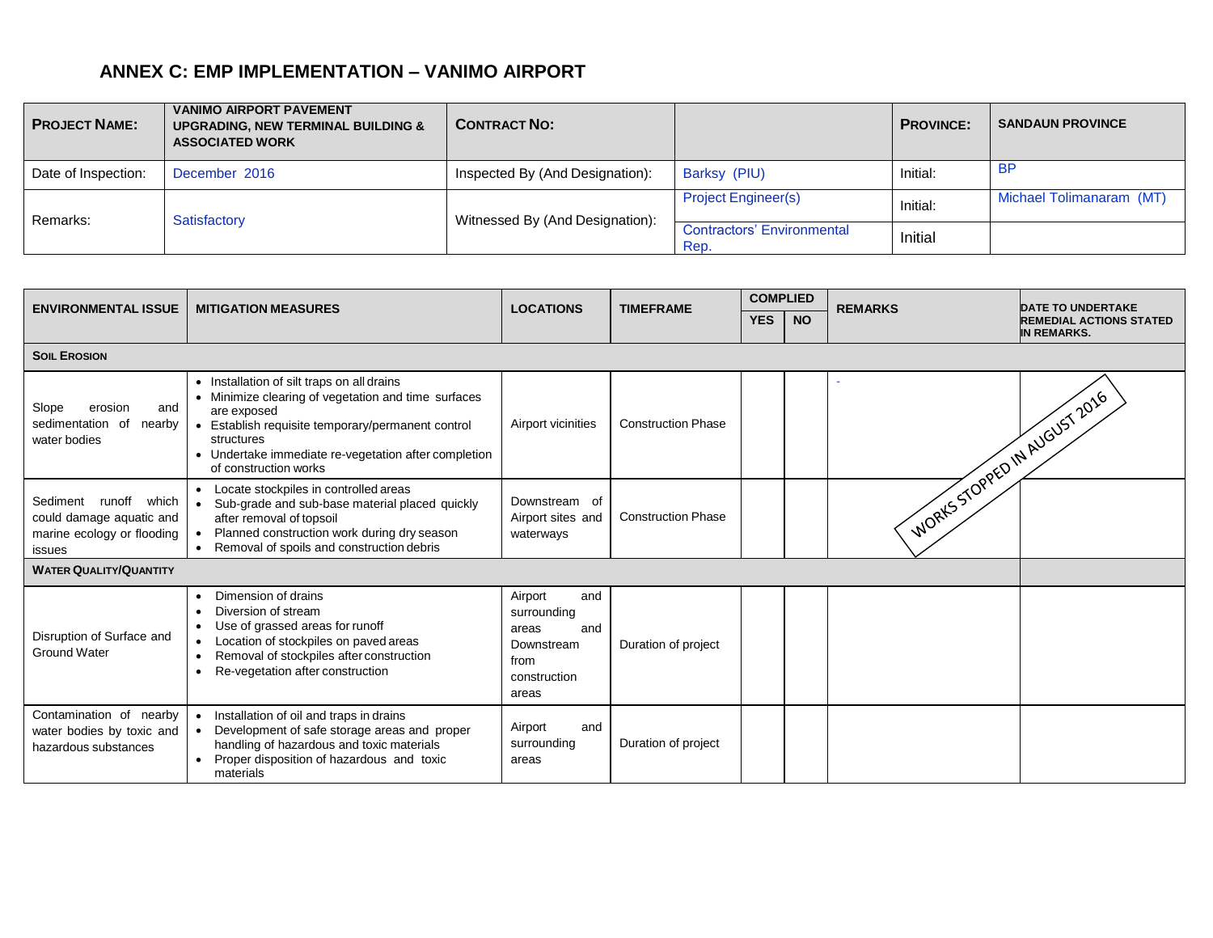# ANNEX C: EMP IMPLEMENTATION – VANIMO AIRPORT

| PROJECT NAME: | VANIMO AIRPORT PAVEMENT UPGRADING, NEW TERMINAL BUILDING & ASSOCIATED WORK | CONTRACT NO: | | PROVINCE: | SANDAUN PROVINCE |
|---|---|---|---|---|---|
| Date of Inspection: | December 2016 | Inspected By (And Designation): | Barksy (PIU) | Initial: | BP |
| Remarks: | Satisfactory | Witnessed By (And Designation): | Project Engineer(s) | Initial: | Michael Tolimanaram (MT) |
| | | | Contractors' Environmental Rep. | Initial | |

| ENVIRONMENTAL ISSUE | MITIGATION MEASURES | LOCATIONS | TIMEFRAME | COMPLIED | | REMARKS | DATE TO UNDERTAKE REMEDIAL ACTIONS STATED IN REMARKS. |
|---|---|---|---|---|---|---|---|
| | | | | YES | NO | | |
| **SOIL EROSION** | | | | | | | |
| Slope erosion and sedimentation of nearby water bodies | • Installation of silt traps on all drains<br>• Minimize clearing of vegetation and time surfaces are exposed<br>• Establish requisite temporary/permanent control structures<br>• Undertake immediate re-vegetation after completion of construction works | Airport vicinities | Construction Phase | | | - WORKS STOPPED IN AUGUST 2016 | |
| Sediment runoff which could damage aquatic and marine ecology or flooding issues | • Locate stockpiles in controlled areas<br>• Sub-grade and sub-base material placed quickly after removal of topsoil<br>• Planned construction work during dry season<br>• Removal of spoils and construction debris | Downstream of Airport sites and waterways | Construction Phase | | | | |
| **WATER QUALITY/QUANTITY** | | | | | | | |
| Disruption of Surface and Ground Water | • Dimension of drains<br>• Diversion of stream<br>• Use of grassed areas for runoff<br>• Location of stockpiles on paved areas<br>• Removal of stockpiles after construction<br>• Re-vegetation after construction | Airport and surrounding areas and Downstream from construction areas | Duration of project | | | | |
| Contamination of nearby water bodies by toxic and hazardous substances | • Installation of oil and traps in drains<br>• Development of safe storage areas and proper handling of hazardous and toxic materials<br>• Proper disposition of hazardous and toxic materials | Airport and surrounding areas | Duration of project | | | | |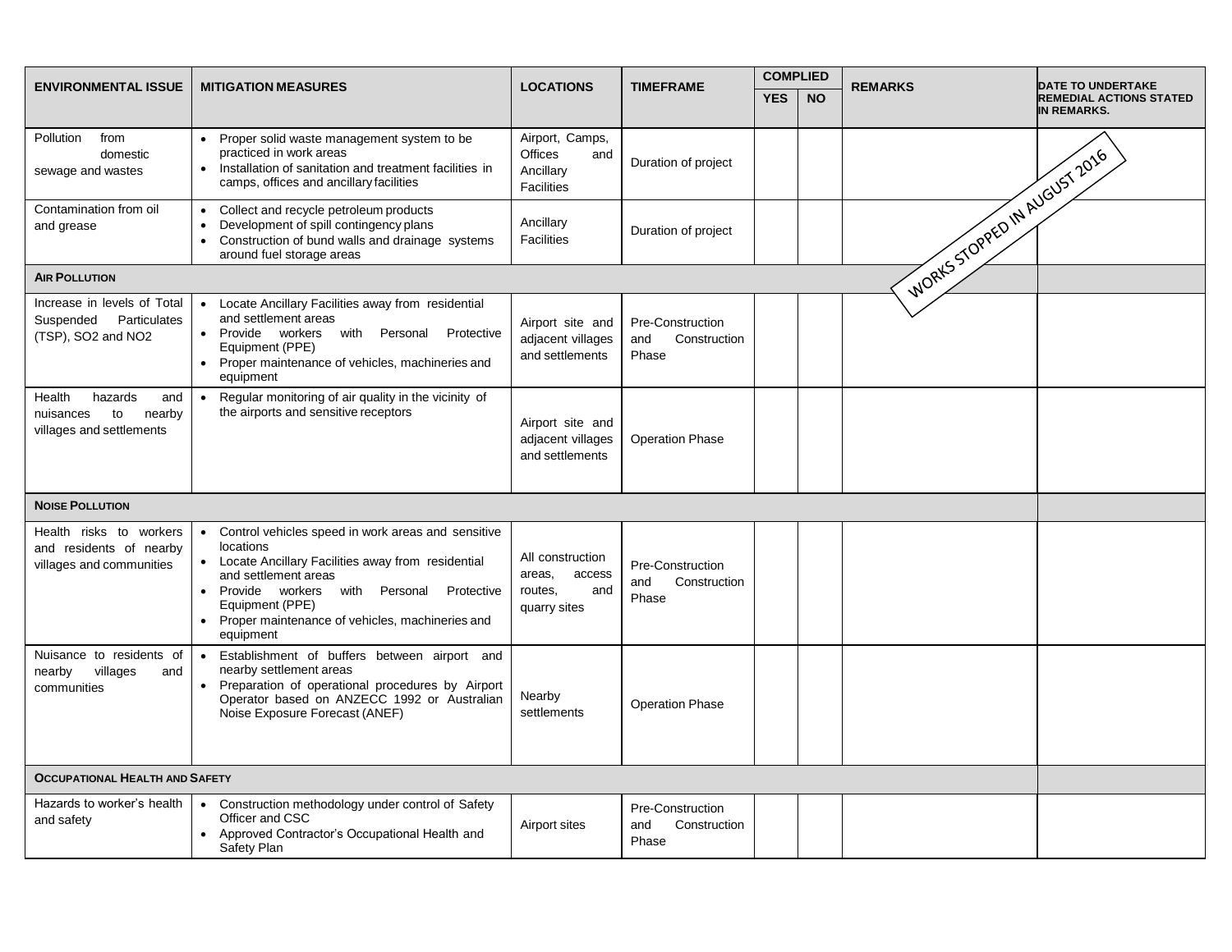| ENVIRONMENTAL ISSUE | MITIGATION MEASURES | LOCATIONS | TIMEFRAME | COMPLIED | | REMARKS | DATE TO UNDERTAKE REMEDIAL ACTIONS STATED IN REMARKS. |
|---|---|---|---|---|---|---|---|
| | | | | YES | NO | | |
| Pollution from domestic sewage and wastes | • Proper solid waste management system to be practiced in work areas<br>• Installation of sanitation and treatment facilities in camps, offices and ancillary facilities | Airport, Camps, Offices and Ancillary Facilities | Duration of project | | | WORKS STOPPED IN AUGUST 2016 | |
| Contamination from oil and grease | • Collect and recycle petroleum products<br>• Development of spill contingency plans<br>• Construction of bund walls and drainage systems around fuel storage areas | Ancillary Facilities | Duration of project | | | | |
| **AIR POLLUTION** | | | | | | | |
| Increase in levels of Total Suspended Particulates (TSP), $SO_2$ and $NO_2$ | • Locate Ancillary Facilities away from residential and settlement areas<br>• Provide workers with Personal Protective Equipment (PPE)<br>• Proper maintenance of vehicles, machineries and equipment | Airport site and adjacent villages and settlements | Pre-Construction and Construction Phase | | | | |
| Health hazards and nuisances to nearby villages and settlements | • Regular monitoring of air quality in the vicinity of the airports and sensitive receptors | Airport site and adjacent villages and settlements | Operation Phase | | | | |
| **NOISE POLLUTION** | | | | | | | |
| Health risks to workers and residents of nearby villages and communities | • Control vehicles speed in work areas and sensitive locations<br>• Locate Ancillary Facilities away from residential and settlement areas<br>• Provide workers with Personal Protective Equipment (PPE)<br>• Proper maintenance of vehicles, machineries and equipment | All construction areas, access routes, and quarry sites | Pre-Construction and Construction Phase | | | | |
| Nuisance to residents of nearby villages and communities | • Establishment of buffers between airport and nearby settlement areas<br>• Preparation of operational procedures by Airport Operator based on ANZECC 1992 or Australian Noise Exposure Forecast (ANEF) | Nearby settlements | Operation Phase | | | | |
| **OCCUPATIONAL HEALTH AND SAFETY** | | | | | | | |
| Hazards to worker's health and safety | • Construction methodology under control of Safety Officer and CSC<br>• Approved Contractor's Occupational Health and Safety Plan | Airport sites | Pre-Construction and Construction Phase | | | | |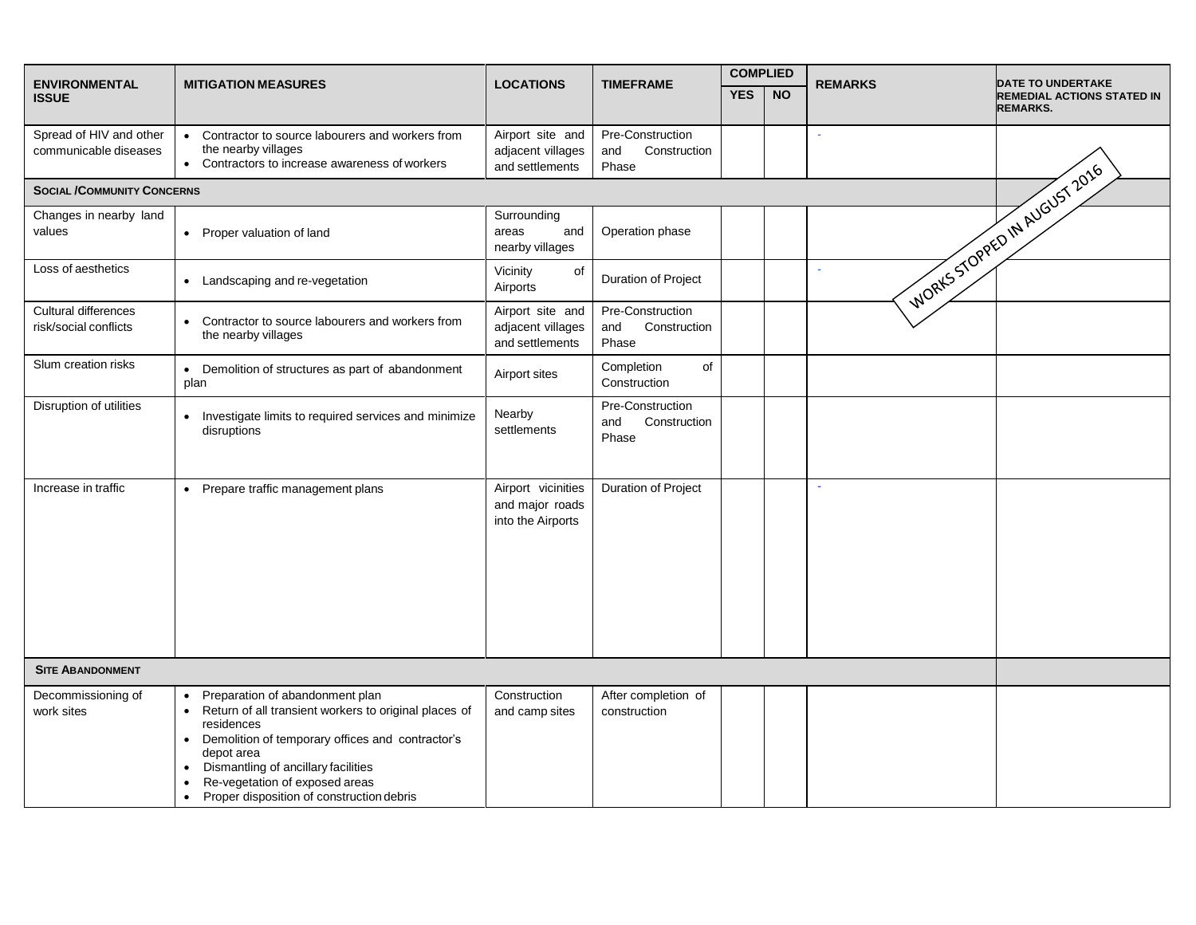| ENVIRONMENTAL ISSUE | MITIGATION MEASURES | LOCATIONS | TIMEFRAME | COMPLIED | | REMARKS | DATE TO UNDERTAKE REMEDIAL ACTIONS STATED IN REMARKS. |
|---|---|---|---|---|---|---|---|
| | | | | YES | NO | | |
| Spread of HIV and other communicable diseases | • Contractor to source labourers and workers from the nearby villages<br>• Contractors to increase awareness of workers | Airport site and adjacent villages and settlements | Pre-Construction and Construction Phase | | | - | |
| **SOCIAL /COMMUNITY CONCERNS** | | | | | | | |
| Changes in nearby land values | • Proper valuation of land | Surrounding areas and nearby villages | Operation phase | | | | |
| Loss of aesthetics | • Landscaping and re-vegetation | Vicinity of Airports | Duration of Project | | | - | |
| Cultural differences risk/social conflicts | • Contractor to source labourers and workers from the nearby villages | Airport site and adjacent villages and settlements | Pre-Construction and Construction Phase | | | | |
| Slum creation risks | • Demolition of structures as part of abandonment plan | Airport sites | Completion of Construction | | | | |
| Disruption of utilities | • Investigate limits to required services and minimize disruptions | Nearby settlements | Pre-Construction and Construction Phase | | | | |
| Increase in traffic | • Prepare traffic management plans | Airport vicinities and major roads into the Airports | Duration of Project | | | - | |
| **SITE ABANDONMENT** | | | | | | | |
| Decommissioning of work sites | • Preparation of abandonment plan<br>• Return of all transient workers to original places of residences<br>• Demolition of temporary offices and contractor's depot area<br>• Dismantling of ancillary facilities<br>• Re-vegetation of exposed areas<br>• Proper disposition of construction debris | Construction and camp sites | After completion of construction | | | | |

WORKS STOPPED IN AUGUST 2016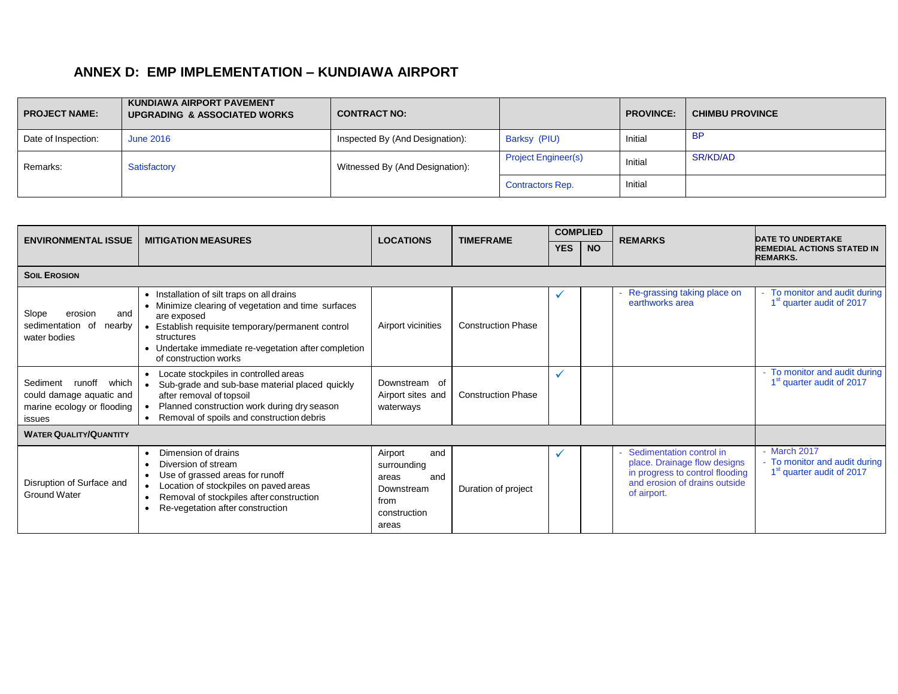# ANNEX D: EMP IMPLEMENTATION – KUNDIAWA AIRPORT

| PROJECT NAME: | KUNDIAWA AIRPORT PAVEMENT UPGRADING & ASSOCIATED WORKS | CONTRACT NO: | | PROVINCE: | CHIMBU PROVINCE |
|---|---|---|---|---|---|
| Date of Inspection: | June 2016 | Inspected By (And Designation): | Barksy (PIU) | Initial | BP |
| Remarks: | Satisfactory | Witnessed By (And Designation): | Project Engineer(s) | Initial | SR/KD/AD |
| | | | Contractors Rep. | Initial | |

| ENVIRONMENTAL ISSUE | MITIGATION MEASURES | LOCATIONS | TIMEFRAME | COMPLIED | | REMARKS | DATE TO UNDERTAKE REMEDIAL ACTIONS STATED IN REMARKS. |
|---|---|---|---|---|---|---|---|
| | | | | YES | NO | | |
| **SOIL EROSION** | | | | | | | |
| Slope erosion and sedimentation of nearby water bodies | • Installation of silt traps on all drains<br>• Minimize clearing of vegetation and time surfaces are exposed<br>• Establish requisite temporary/permanent control structures<br>• Undertake immediate re-vegetation after completion of construction works | Airport vicinities | Construction Phase | ✓ | | - Re-grassing taking place on earthworks area | - To monitor and audit during 1st quarter audit of 2017 |
| Sediment runoff which could damage aquatic and marine ecology or flooding issues | • Locate stockpiles in controlled areas<br>• Sub-grade and sub-base material placed quickly after removal of topsoil<br>• Planned construction work during dry season<br>• Removal of spoils and construction debris | Downstream of Airport sites and waterways | Construction Phase | ✓ | | | - To monitor and audit during 1st quarter audit of 2017 |
| **WATER QUALITY/QUANTITY** | | | | | | | |
| Disruption of Surface and Ground Water | • Dimension of drains<br>• Diversion of stream<br>• Use of grassed areas for runoff<br>• Location of stockpiles on paved areas<br>• Removal of stockpiles after construction<br>• Re-vegetation after construction | Airport and surrounding areas and Downstream from construction areas | Duration of project | ✓ | | - Sedimentation control in place. Drainage flow designs in progress to control flooding and erosion of drains outside of airport. | - March 2017<br>- To monitor and audit during 1st quarter audit of 2017 |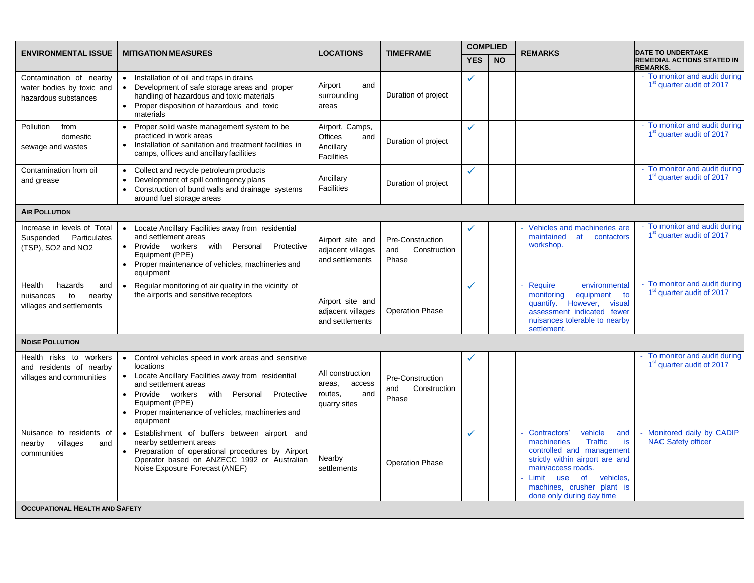| ENVIRONMENTAL ISSUE | MITIGATION MEASURES | LOCATIONS | TIMEFRAME | COMPLIED | | REMARKS | DATE TO UNDERTAKE REMEDIAL ACTIONS STATED IN REMARKS. |
|---|---|---|---|---|---|---|---|
| | | | | YES | NO | | |
| Contamination of nearby water bodies by toxic and hazardous substances | • Installation of oil and traps in drains<br>• Development of safe storage areas and proper handling of hazardous and toxic materials<br>• Proper disposition of hazardous and toxic materials | Airport and surrounding areas | Duration of project | ✓ | | | - To monitor and audit during 1st quarter audit of 2017 |
| Pollution from domestic sewage and wastes | • Proper solid waste management system to be practiced in work areas<br>• Installation of sanitation and treatment facilities in camps, offices and ancillary facilities | Airport, Camps, Offices and Ancillary Facilities | Duration of project | ✓ | | | - To monitor and audit during 1st quarter audit of 2017 |
| Contamination from oil and grease | • Collect and recycle petroleum products<br>• Development of spill contingency plans<br>• Construction of bund walls and drainage systems around fuel storage areas | Ancillary Facilities | Duration of project | ✓ | | | - To monitor and audit during 1st quarter audit of 2017 |
| **AIR POLLUTION** | | | | | | | |
| Increase in levels of Total Suspended Particulates (TSP), $SO_2$ and $NO_2$ | • Locate Ancillary Facilities away from residential and settlement areas<br>• Provide workers with Personal Protective Equipment (PPE)<br>• Proper maintenance of vehicles, machineries and equipment | Airport site and adjacent villages and settlements | Pre-Construction and Construction Phase | ✓ | | - Vehicles and machineries are maintained at contactors workshop. | - To monitor and audit during 1st quarter audit of 2017 |
| Health hazards and nuisances to nearby villages and settlements | • Regular monitoring of air quality in the vicinity of the airports and sensitive receptors | Airport site and adjacent villages and settlements | Operation Phase | ✓ | | - Require environmental monitoring equipment to quantify. However, visual assessment indicated fewer nuisances tolerable to nearby settlement. | - To monitor and audit during 1st quarter audit of 2017 |
| **NOISE POLLUTION** | | | | | | | |
| Health risks to workers and residents of nearby villages and communities | • Control vehicles speed in work areas and sensitive locations<br>• Locate Ancillary Facilities away from residential and settlement areas<br>• Provide workers with Personal Protective Equipment (PPE)<br>• Proper maintenance of vehicles, machineries and equipment | All construction areas, access routes, and quarry sites | Pre-Construction and Construction Phase | ✓ | | | - To monitor and audit during 1st quarter audit of 2017 |
| Nuisance to residents of nearby villages and communities | • Establishment of buffers between airport and nearby settlement areas<br>• Preparation of operational procedures by Airport Operator based on ANZECC 1992 or Australian Noise Exposure Forecast (ANEF) | Nearby settlements | Operation Phase | ✓ | | - Contractors' vehicle and machineries Traffic is controlled and management strictly within airport are and main/access roads.<br>- Limit use of vehicles, machines, crusher plant is done only during day time | - Monitored daily by CADIP NAC Safety officer |
| **OCCUPATIONAL HEALTH AND SAFETY** | | | | | | | |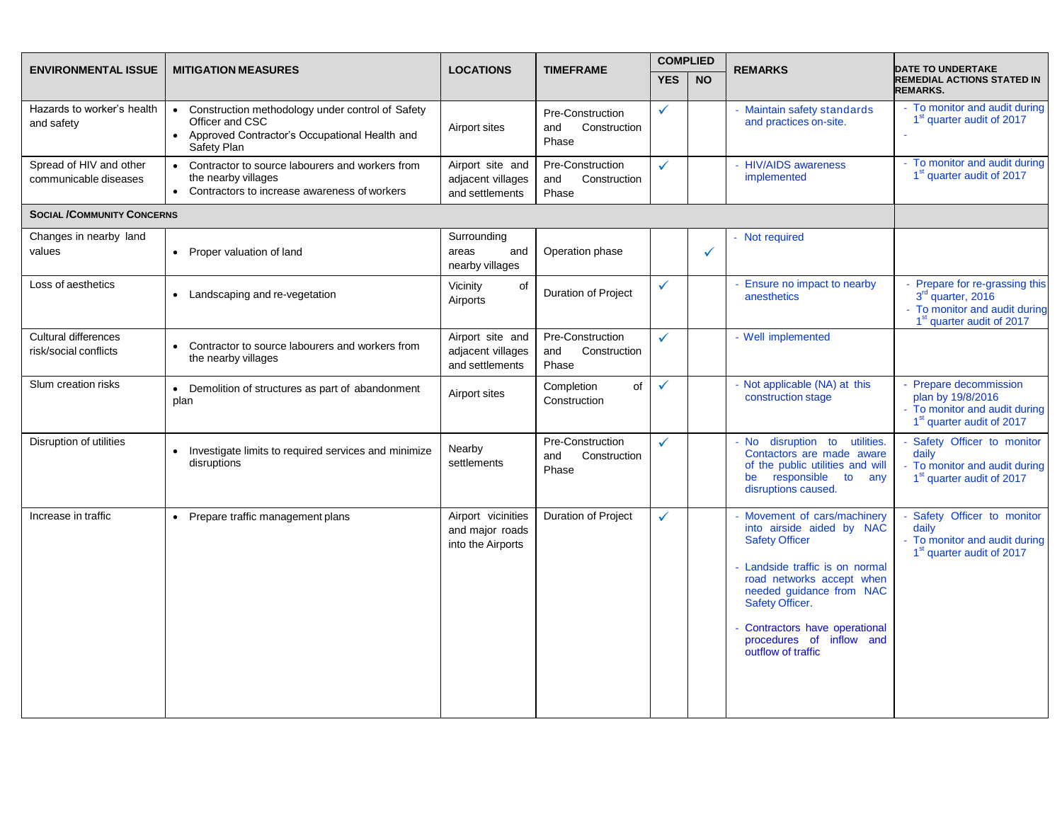| ENVIRONMENTAL ISSUE | MITIGATION MEASURES | LOCATIONS | TIMEFRAME | COMPLIED | | REMARKS | DATE TO UNDERTAKE REMEDIAL ACTIONS STATED IN REMARKS. |
|---|---|---|---|---|---|---|---|
| | | | | YES | NO | | |
| Hazards to worker's health and safety | • Construction methodology under control of Safety Officer and CSC<br>• Approved Contractor's Occupational Health and Safety Plan | Airport sites | Pre-Construction and Construction Phase | ✓ | | - Maintain safety standards and practices on-site. | - To monitor and audit during 1st quarter audit of 2017<br>- |
| Spread of HIV and other communicable diseases | • Contractor to source labourers and workers from the nearby villages<br>• Contractors to increase awareness of workers | Airport site and adjacent villages and settlements | Pre-Construction and Construction Phase | ✓ | | - HIV/AIDS awareness implemented | - To monitor and audit during 1st quarter audit of 2017 |
| **SOCIAL /COMMUNITY CONCERNS** | | | | | | | |
| Changes in nearby land values | • Proper valuation of land | Surrounding areas and nearby villages | Operation phase | | ✓ | - Not required | |
| Loss of aesthetics | • Landscaping and re-vegetation | Vicinity of Airports | Duration of Project | ✓ | | - Ensure no impact to nearby anesthetics | - Prepare for re-grassing this 3rd quarter, 2016<br>- To monitor and audit during 1st quarter audit of 2017 |
| Cultural differences risk/social conflicts | • Contractor to source labourers and workers from the nearby villages | Airport site and adjacent villages and settlements | Pre-Construction and Construction Phase | ✓ | | - Well implemented | |
| Slum creation risks | • Demolition of structures as part of abandonment plan | Airport sites | Completion of Construction | ✓ | | - Not applicable (NA) at this construction stage | - Prepare decommission plan by 19/8/2016<br>- To monitor and audit during 1st quarter audit of 2017 |
| Disruption of utilities | • Investigate limits to required services and minimize disruptions | Nearby settlements | Pre-Construction and Construction Phase | ✓ | | - No disruption to utilities. Contactors are made aware of the public utilities and will be responsible to any disruptions caused. | - Safety Officer to monitor daily<br>- To monitor and audit during 1st quarter audit of 2017 |
| Increase in traffic | • Prepare traffic management plans | Airport vicinities and major roads into the Airports | Duration of Project | ✓ | | - Movement of cars/machinery into airside aided by NAC Safety Officer<br>- Landside traffic is on normal road networks accept when needed guidance from NAC Safety Officer.<br>- Contractors have operational procedures of inflow and outflow of traffic | - Safety Officer to monitor daily<br>- To monitor and audit during 1st quarter audit of 2017 |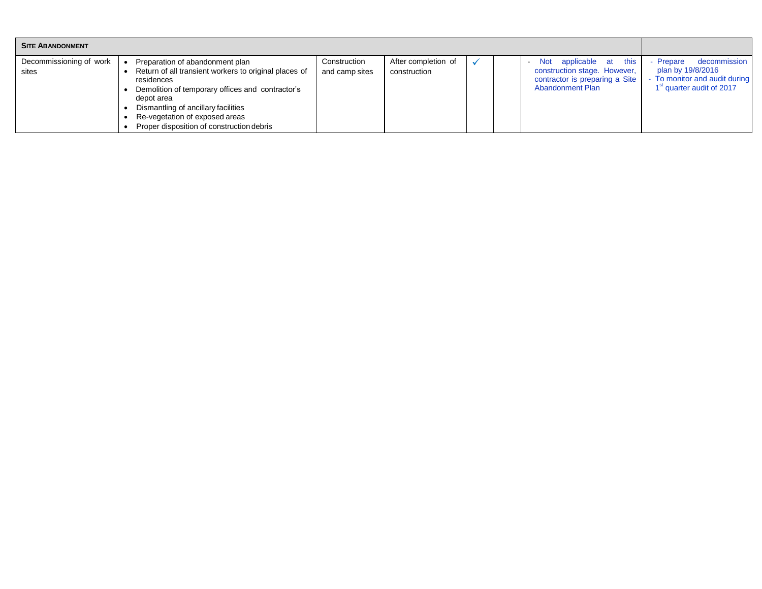| **SITE ABANDONMENT** | | | | | | | |
|---|---|---|---|---|---|---|---|
| Decommissioning of work sites | • Preparation of abandonment plan<br>• Return of all transient workers to original places of residences<br>• Demolition of temporary offices and contractor's depot area<br>• Dismantling of ancillary facilities<br>• Re-vegetation of exposed areas<br>• Proper disposition of construction debris | Construction and camp sites | After completion of construction | ✓ | | - Not applicable at this construction stage. However, contractor is preparing a Site Abandonment Plan | - Prepare decommission plan by 19/8/2016<br>- To monitor and audit during 1st quarter audit of 2017 |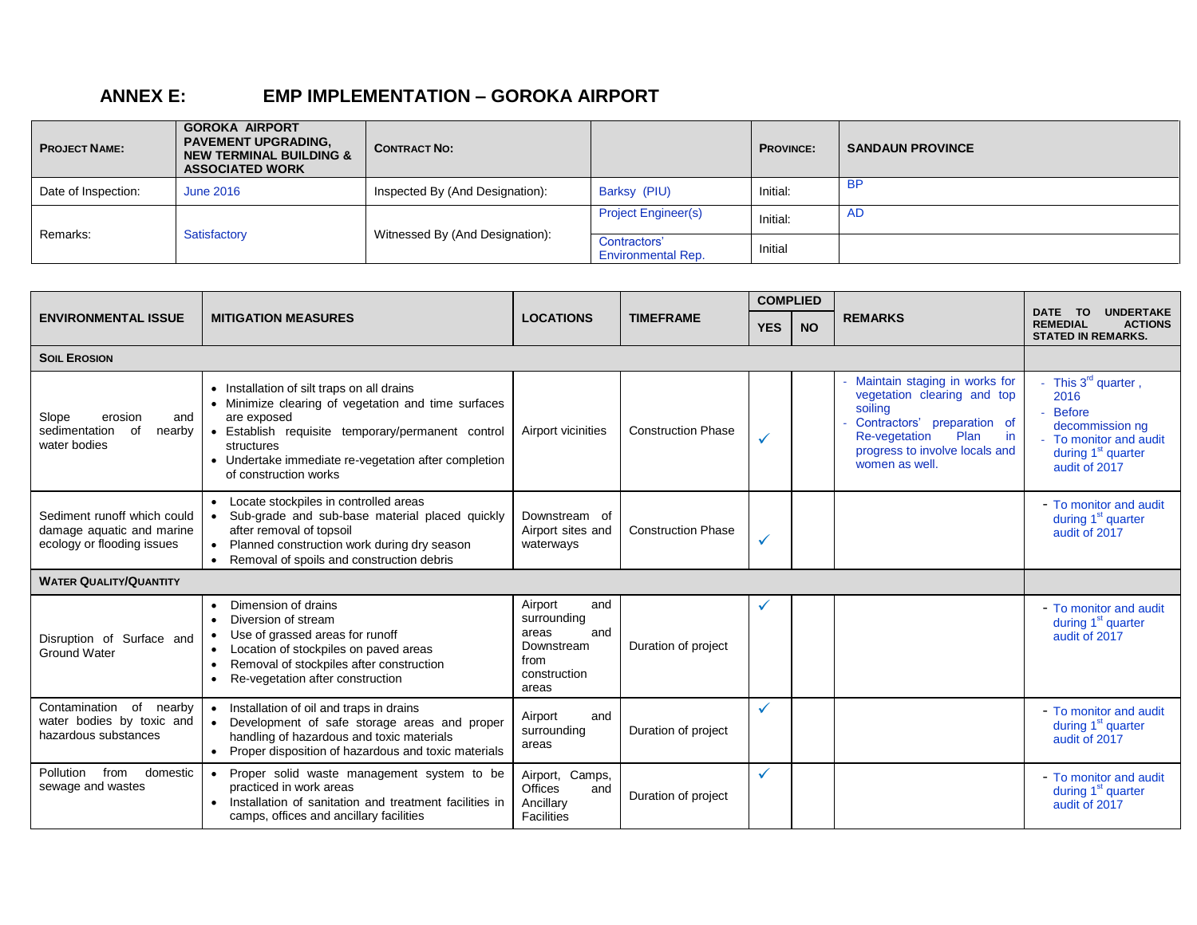# ANNEX E: EMP IMPLEMENTATION – GOROKA AIRPORT

| PROJECT NAME: | GOROKA AIRPORT PAVEMENT UPGRADING, NEW TERMINAL BUILDING & ASSOCIATED WORK | CONTRACT NO: | | PROVINCE: | SANDAUN PROVINCE |
|---|---|---|---|---|---|
| Date of Inspection: | June 2016 | Inspected By (And Designation): | Barksy (PIU) | Initial: | BP |
| Remarks: | Satisfactory | Witnessed By (And Designation): | Project Engineer(s) | Initial: | AD |
| | | | Contractors' Environmental Rep. | Initial | |

| ENVIRONMENTAL ISSUE | MITIGATION MEASURES | LOCATIONS | TIMEFRAME | COMPLIED | | REMARKS | DATE TO UNDERTAKE REMEDIAL ACTIONS STATED IN REMARKS. |
|---|---|---|---|---|---|---|---|
| | | | | YES | NO | | |
| **SOIL EROSION** | | | | | | | |
| Slope erosion and sedimentation of nearby water bodies | • Installation of silt traps on all drains<br>• Minimize clearing of vegetation and time surfaces are exposed<br>• Establish requisite temporary/permanent control structures<br>• Undertake immediate re-vegetation after completion of construction works | Airport vicinities | Construction Phase | ✓ | | - Maintain staging in works for vegetation clearing and top soiling<br>- Contractors' preparation of Re-vegetation Plan in progress to involve locals and women as well. | - This 3rd quarter , 2016<br>- Before decommission ng<br>- To monitor and audit during 1st quarter audit of 2017 |
| Sediment runoff which could damage aquatic and marine ecology or flooding issues | • Locate stockpiles in controlled areas<br>• Sub-grade and sub-base material placed quickly after removal of topsoil<br>• Planned construction work during dry season<br>• Removal of spoils and construction debris | Downstream of Airport sites and waterways | Construction Phase | ✓ | | | - To monitor and audit during 1st quarter audit of 2017 |
| **WATER QUALITY/QUANTITY** | | | | | | | |
| Disruption of Surface and Ground Water | • Dimension of drains<br>• Diversion of stream<br>• Use of grassed areas for runoff<br>• Location of stockpiles on paved areas<br>• Removal of stockpiles after construction<br>• Re-vegetation after construction | Airport and surrounding areas and Downstream from construction areas | Duration of project | ✓ | | | - To monitor and audit during 1st quarter audit of 2017 |
| Contamination of nearby water bodies by toxic and hazardous substances | • Installation of oil and traps in drains<br>• Development of safe storage areas and proper handling of hazardous and toxic materials<br>• Proper disposition of hazardous and toxic materials | Airport and surrounding areas | Duration of project | ✓ | | | - To monitor and audit during 1st quarter audit of 2017 |
| Pollution from domestic sewage and wastes | • Proper solid waste management system to be practiced in work areas<br>• Installation of sanitation and treatment facilities in camps, offices and ancillary facilities | Airport, Camps, Offices and Ancillary Facilities | Duration of project | ✓ | | | - To monitor and audit during 1st quarter audit of 2017 |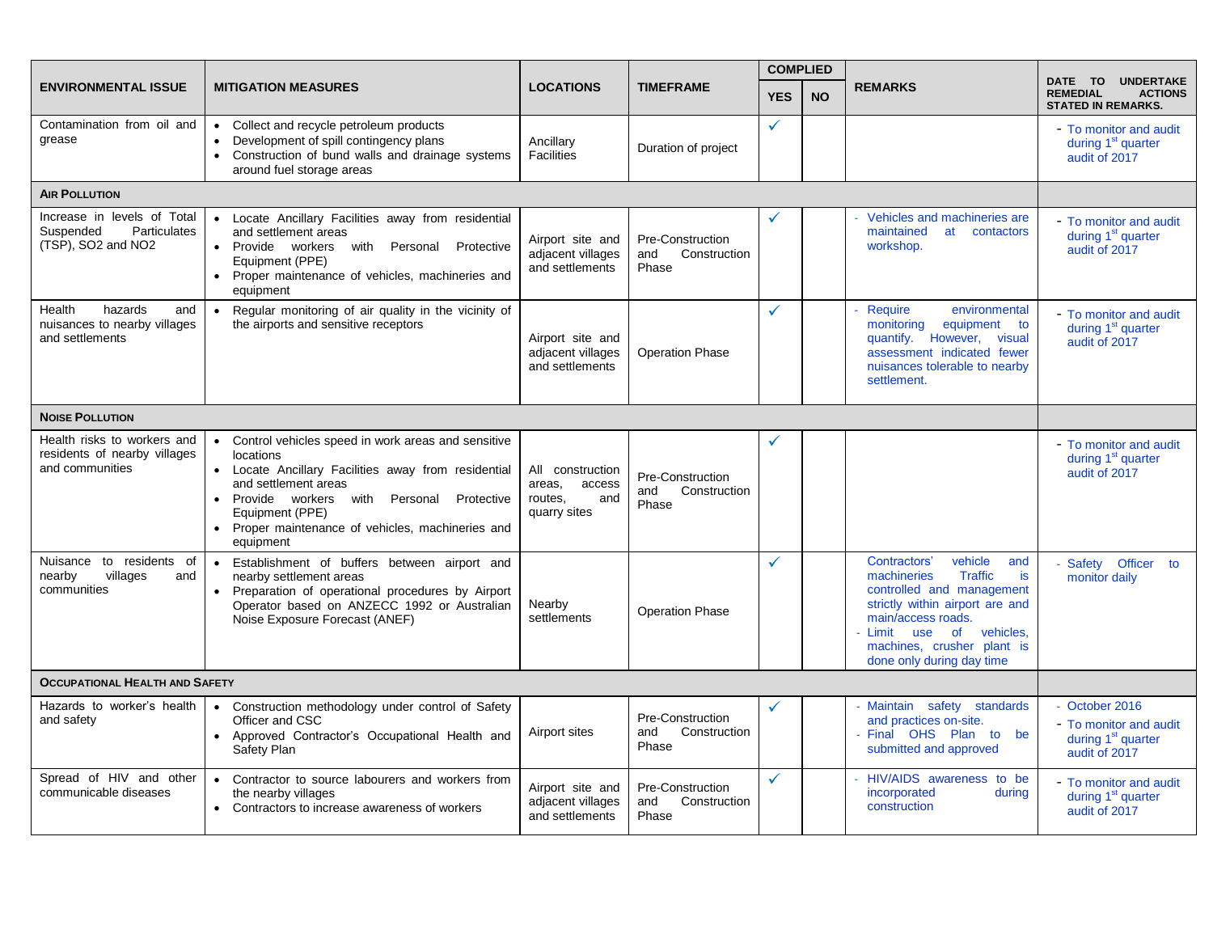| ENVIRONMENTAL ISSUE | MITIGATION MEASURES | LOCATIONS | TIMEFRAME | COMPLIED | | REMARKS | DATE TO UNDERTAKE REMEDIAL ACTIONS STATED IN REMARKS. |
|---|---|---|---|---|---|---|---|
| | | | | YES | NO | | |
| Contamination from oil and grease | • Collect and recycle petroleum products<br>• Development of spill contingency plans<br>• Construction of bund walls and drainage systems around fuel storage areas | Ancillary Facilities | Duration of project | ✓ | | | - To monitor and audit during 1st quarter audit of 2017 |
| **AIR POLLUTION** | | | | | | | |
| Increase in levels of Total Suspended Particulates (TSP), SO2 and NO2 | • Locate Ancillary Facilities away from residential and settlement areas<br>• Provide workers with Personal Protective Equipment (PPE)<br>• Proper maintenance of vehicles, machineries and equipment | Airport site and adjacent villages and settlements | Pre-Construction and Construction Phase | ✓ | | - Vehicles and machineries are maintained at contactors workshop. | - To monitor and audit during 1st quarter audit of 2017 |
| Health hazards and nuisances to nearby villages and settlements | • Regular monitoring of air quality in the vicinity of the airports and sensitive receptors | Airport site and adjacent villages and settlements | Operation Phase | ✓ | | - Require environmental monitoring equipment to quantify. However, visual assessment indicated fewer nuisances tolerable to nearby settlement. | - To monitor and audit during 1st quarter audit of 2017 |
| **NOISE POLLUTION** | | | | | | | |
| Health risks to workers and residents of nearby villages and communities | • Control vehicles speed in work areas and sensitive locations<br>• Locate Ancillary Facilities away from residential and settlement areas<br>• Provide workers with Personal Protective Equipment (PPE)<br>• Proper maintenance of vehicles, machineries and equipment | All construction areas, access routes, and quarry sites | Pre-Construction and Construction Phase | ✓ | | | - To monitor and audit during 1st quarter audit of 2017 |
| Nuisance to residents of nearby villages and communities | • Establishment of buffers between airport and nearby settlement areas<br>• Preparation of operational procedures by Airport Operator based on ANZECC 1992 or Australian Noise Exposure Forecast (ANEF) | Nearby settlements | Operation Phase | ✓ | | Contractors' vehicle and machineries Traffic is controlled and management strictly within airport are and main/access roads.<br>- Limit use of vehicles, machines, crusher plant is done only during day time | - Safety Officer to monitor daily |
| **OCCUPATIONAL HEALTH AND SAFETY** | | | | | | | |
| Hazards to worker's health and safety | • Construction methodology under control of Safety Officer and CSC<br>• Approved Contractor's Occupational Health and Safety Plan | Airport sites | Pre-Construction and Construction Phase | ✓ | | - Maintain safety standards and practices on-site.<br>- Final OHS Plan to be submitted and approved | - October 2016<br>- To monitor and audit during 1st quarter audit of 2017 |
| Spread of HIV and other communicable diseases | • Contractor to source labourers and workers from the nearby villages<br>• Contractors to increase awareness of workers | Airport site and adjacent villages and settlements | Pre-Construction and Construction Phase | ✓ | | - HIV/AIDS awareness to be incorporated during construction | - To monitor and audit during 1st quarter audit of 2017 |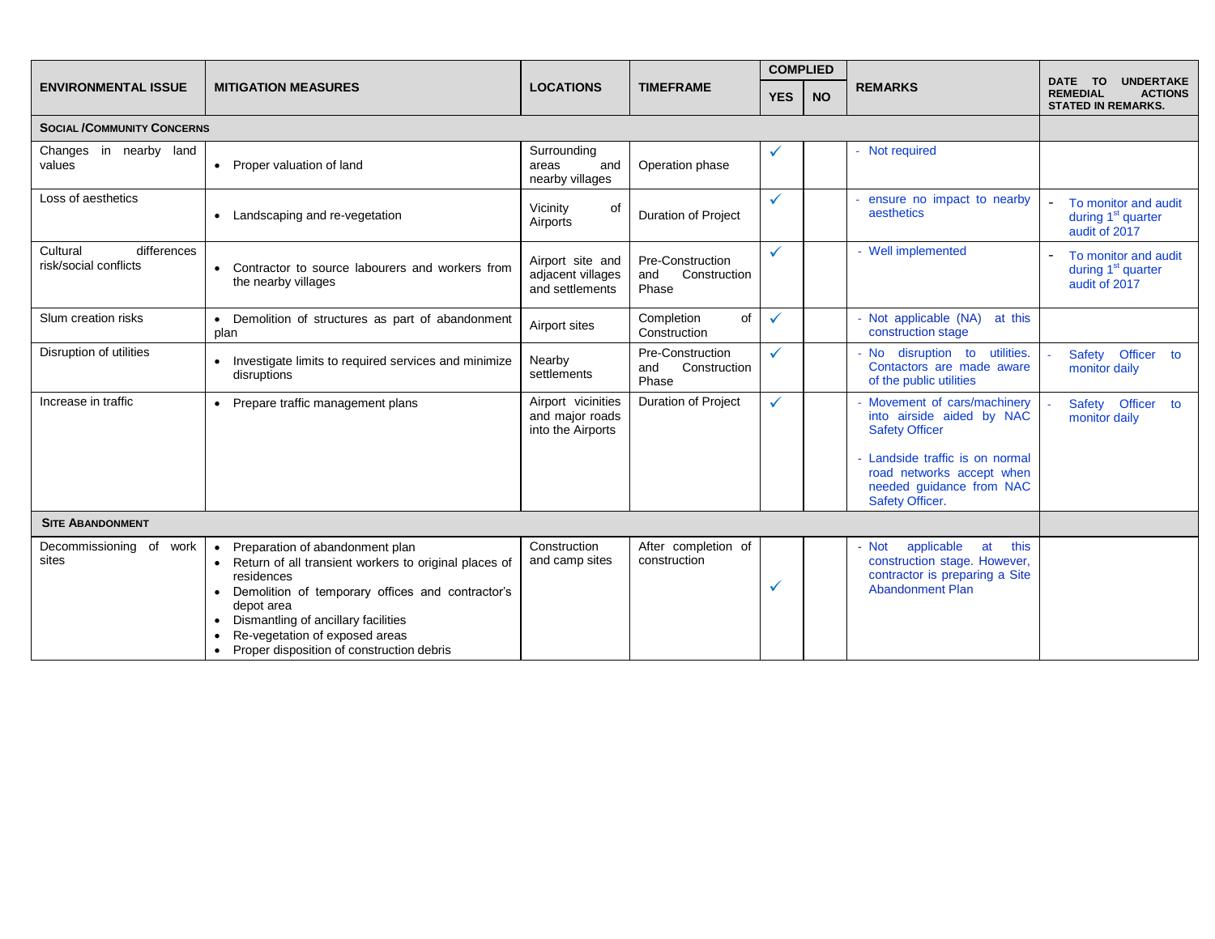| ENVIRONMENTAL ISSUE | MITIGATION MEASURES | LOCATIONS | TIMEFRAME | COMPLIED | | REMARKS | DATE TO UNDERTAKE REMEDIAL ACTIONS STATED IN REMARKS. |
|---|---|---|---|---|---|---|---|
| | | | | YES | NO | | |
| **SOCIAL /COMMUNITY CONCERNS** | | | | | | | |
| Changes in nearby land values | • Proper valuation of land | Surrounding areas and nearby villages | Operation phase | ✓ | | - Not required | |
| Loss of aesthetics | • Landscaping and re-vegetation | Vicinity of Airports | Duration of Project | ✓ | | - ensure no impact to nearby aesthetics | - To monitor and audit during 1st quarter audit of 2017 |
| Cultural differences risk/social conflicts | • Contractor to source labourers and workers from the nearby villages | Airport site and adjacent villages and settlements | Pre-Construction and Construction Phase | ✓ | | - Well implemented | - To monitor and audit during 1st quarter audit of 2017 |
| Slum creation risks | • Demolition of structures as part of abandonment plan | Airport sites | Completion of Construction | ✓ | | - Not applicable (NA) at this construction stage | |
| Disruption of utilities | • Investigate limits to required services and minimize disruptions | Nearby settlements | Pre-Construction and Construction Phase | ✓ | | - No disruption to utilities. Contactors are made aware of the public utilities | - Safety Officer to monitor daily |
| Increase in traffic | • Prepare traffic management plans | Airport vicinities and major roads into the Airports | Duration of Project | ✓ | | - Movement of cars/machinery into airside aided by NAC Safety Officer<br>- Landside traffic is on normal road networks accept when needed guidance from NAC Safety Officer. | - Safety Officer to monitor daily |
| **SITE ABANDONMENT** | | | | | | | |
| Decommissioning of work sites | • Preparation of abandonment plan<br>• Return of all transient workers to original places of residences<br>• Demolition of temporary offices and contractor's depot area<br>• Dismantling of ancillary facilities<br>• Re-vegetation of exposed areas<br>• Proper disposition of construction debris | Construction and camp sites | After completion of construction | ✓ | | - Not applicable at this construction stage. However, contractor is preparing a Site Abandonment Plan | |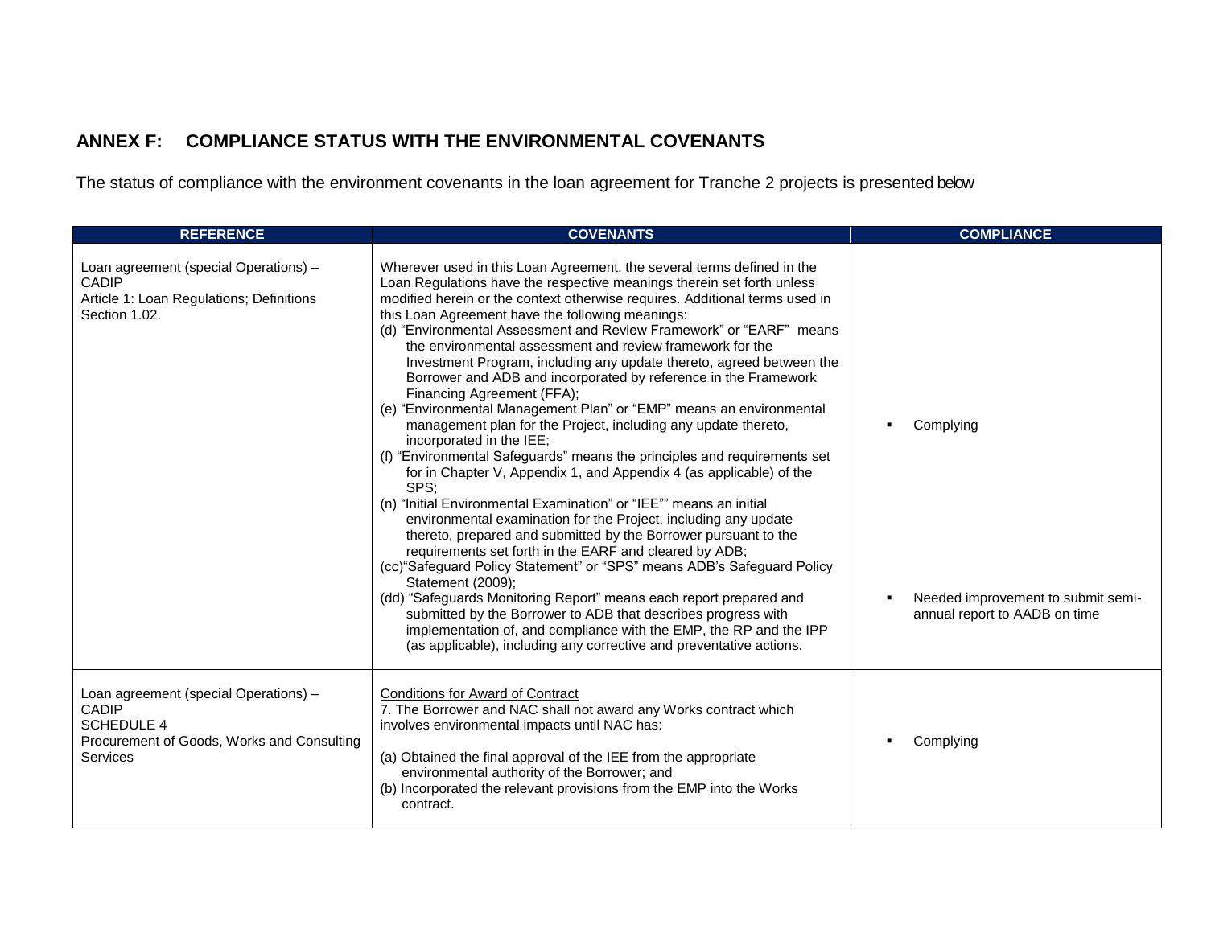## ANNEX F: COMPLIANCE STATUS WITH THE ENVIRONMENTAL COVENANTS

The status of compliance with the environment covenants in the loan agreement for Tranche 2 projects is presented below

| REFERENCE | COVENANTS | COMPLIANCE |
|---|---|---|
| Loan agreement (special Operations) – CADIP<br>Article 1: Loan Regulations; Definitions Section 1.02. | Wherever used in this Loan Agreement, the several terms defined in the Loan Regulations have the respective meanings therein set forth unless modified herein or the context otherwise requires. Additional terms used in this Loan Agreement have the following meanings:<br>(d) "Environmental Assessment and Review Framework" or "EARF" means the environmental assessment and review framework for the Investment Program, including any update thereto, agreed between the Borrower and ADB and incorporated by reference in the Framework Financing Agreement (FFA);<br>(e) "Environmental Management Plan" or "EMP" means an environmental management plan for the Project, including any update thereto, incorporated in the IEE;<br>(f) "Environmental Safeguards" means the principles and requirements set for in Chapter V, Appendix 1, and Appendix 4 (as applicable) of the SPS;<br>(n) "Initial Environmental Examination" or "IEE"" means an initial environmental examination for the Project, including any update thereto, prepared and submitted by the Borrower pursuant to the requirements set forth in the EARF and cleared by ADB;<br>(cc)"Safeguard Policy Statement" or "SPS" means ADB's Safeguard Policy Statement (2009);<br>(dd) "Safeguards Monitoring Report" means each report prepared and submitted by the Borrower to ADB that describes progress with implementation of, and compliance with the EMP, the RP and the IPP (as applicable), including any corrective and preventative actions. | ▪ Complying<br><br>▪ Needed improvement to submit semi-annual report to AADB on time |
| Loan agreement (special Operations) – CADIP<br>SCHEDULE 4<br>Procurement of Goods, Works and Consulting Services | Conditions for Award of Contract<br>7. The Borrower and NAC shall not award any Works contract which involves environmental impacts until NAC has:<br>(a) Obtained the final approval of the IEE from the appropriate environmental authority of the Borrower; and<br>(b) Incorporated the relevant provisions from the EMP into the Works contract. | ▪ Complying |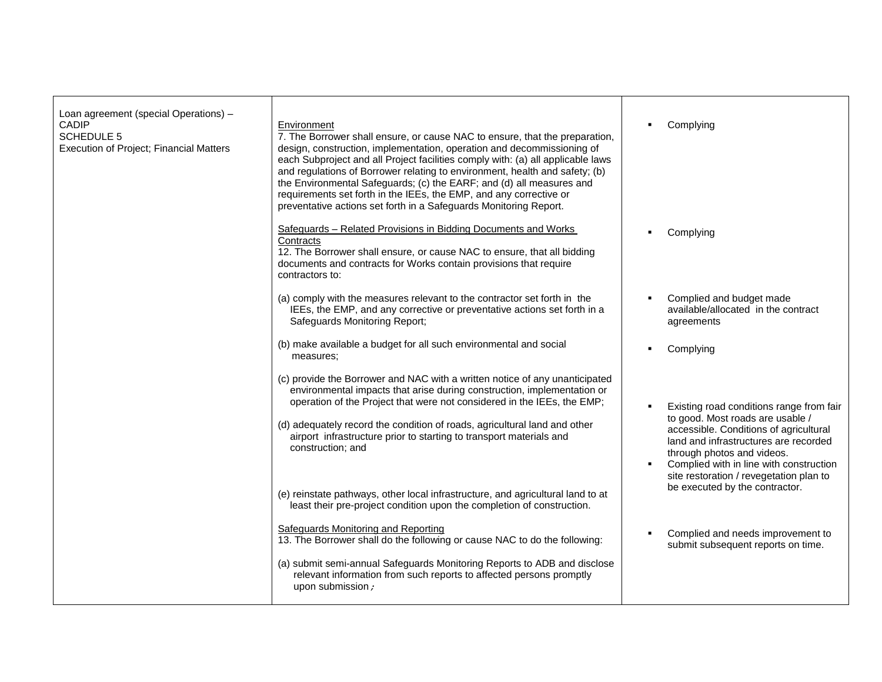| | | |
|---|---|---|
| Loan agreement (special Operations) – CADIP<br>SCHEDULE 5<br>Execution of Project; Financial Matters | <u>Environment</u><br>7. The Borrower shall ensure, or cause NAC to ensure, that the preparation, design, construction, implementation, operation and decommissioning of each Subproject and all Project facilities comply with: (a) all applicable laws and regulations of Borrower relating to environment, health and safety; (b) the Environmental Safeguards; (c) the EARF; and (d) all measures and requirements set forth in the IEEs, the EMP, and any corrective or preventative actions set forth in a Safeguards Monitoring Report. | ▪ Complying |
| | <u>Safeguards – Related Provisions in Bidding Documents and Works Contracts</u><br>12. The Borrower shall ensure, or cause NAC to ensure, that all bidding documents and contracts for Works contain provisions that require contractors to: | ▪ Complying |
| | (a) comply with the measures relevant to the contractor set forth in the IEEs, the EMP, and any corrective or preventative actions set forth in a Safeguards Monitoring Report; | ▪ Complied and budget made available/allocated in the contract agreements |
| | (b) make available a budget for all such environmental and social measures; | ▪ Complying |
| | (c) provide the Borrower and NAC with a written notice of any unanticipated environmental impacts that arise during construction, implementation or operation of the Project that were not considered in the IEEs, the EMP; | |
| | (d) adequately record the condition of roads, agricultural land and other airport infrastructure prior to starting to transport materials and construction; and | ▪ Existing road conditions range from fair to good. Most roads are usable / accessible. Conditions of agricultural land and infrastructures are recorded through photos and videos. |
| | (e) reinstate pathways, other local infrastructure, and agricultural land to at least their pre-project condition upon the completion of construction. | ▪ Complied with in line with construction site restoration / revegetation plan to be executed by the contractor. |
| | <u>Safeguards Monitoring and Reporting</u><br>13. The Borrower shall do the following or cause NAC to do the following: | ▪ Complied and needs improvement to submit subsequent reports on time. |
| | (a) submit semi-annual Safeguards Monitoring Reports to ADB and disclose relevant information from such reports to affected persons promptly upon submission; | |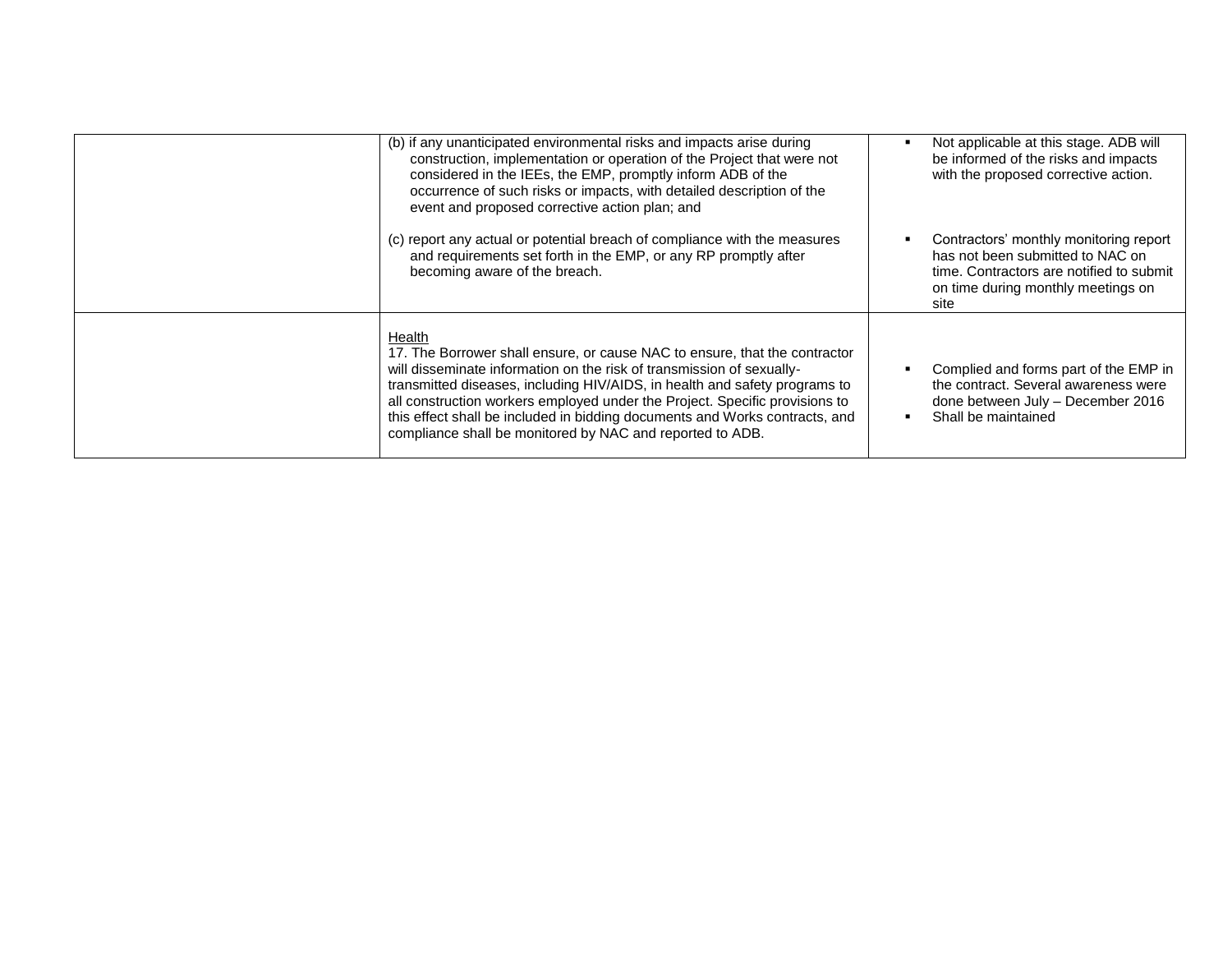| | | |
|---|---|---|
| | (b) if any unanticipated environmental risks and impacts arise during construction, implementation or operation of the Project that were not considered in the IEEs, the EMP, promptly inform ADB of the occurrence of such risks or impacts, with detailed description of the event and proposed corrective action plan; and<br><br>(c) report any actual or potential breach of compliance with the measures and requirements set forth in the EMP, or any RP promptly after becoming aware of the breach. | ▪ Not applicable at this stage. ADB will be informed of the risks and impacts with the proposed corrective action.<br><br>▪ Contractors' monthly monitoring report has not been submitted to NAC on time. Contractors are notified to submit on time during monthly meetings on site |
| | Health<br>17. The Borrower shall ensure, or cause NAC to ensure, that the contractor will disseminate information on the risk of transmission of sexually-transmitted diseases, including HIV/AIDS, in health and safety programs to all construction workers employed under the Project. Specific provisions to this effect shall be included in bidding documents and Works contracts, and compliance shall be monitored by NAC and reported to ADB. | ▪ Complied and forms part of the EMP in the contract. Several awareness were done between July – December 2016<br>▪ Shall be maintained |